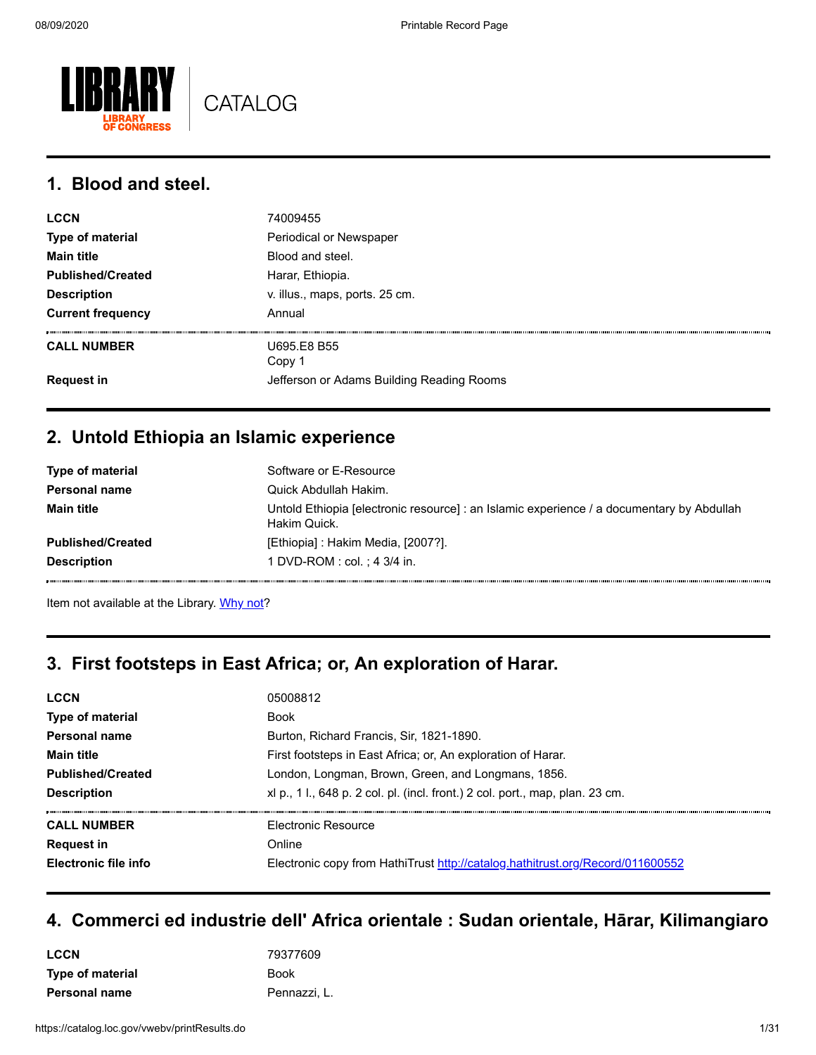# LIBRARY CATALOG

LIBRARY OF CONGRESS

## 1. Blood and steel.

| | |
|---|---|
| **LCCN** | 74009455 |
| **Type of material** | Periodical or Newspaper |
| **Main title** | Blood and steel. |
| **Published/Created** | Harar, Ethiopia. |
| **Description** | v. illus., maps, ports. 25 cm. |
| **Current frequency** | Annual |
| **CALL NUMBER** | U695.E8 B55<br>Copy 1 |
| **Request in** | Jefferson or Adams Building Reading Rooms |

## 2. Untold Ethiopia an Islamic experience

| | |
|---|---|
| **Type of material** | Software or E-Resource |
| **Personal name** | Quick Abdullah Hakim. |
| **Main title** | Untold Ethiopia [electronic resource] : an Islamic experience / a documentary by Abdullah Hakim Quick. |
| **Published/Created** | [Ethiopia] : Hakim Media, [2007?]. |
| **Description** | 1 DVD-ROM : col. ; 4 3/4 in. |

Item not available at the Library. Why not?

## 3. First footsteps in East Africa; or, An exploration of Harar.

| | |
|---|---|
| **LCCN** | 05008812 |
| **Type of material** | Book |
| **Personal name** | Burton, Richard Francis, Sir, 1821-1890. |
| **Main title** | First footsteps in East Africa; or, An exploration of Harar. |
| **Published/Created** | London, Longman, Brown, Green, and Longmans, 1856. |
| **Description** | xl p., 1 l., 648 p. 2 col. pl. (incl. front.) 2 col. port., map, plan. 23 cm. |
| **CALL NUMBER** | Electronic Resource |
| **Request in** | Online |
| **Electronic file info** | Electronic copy from HathiTrust http://catalog.hathitrust.org/Record/011600552 |

## 4. Commerci ed industrie dell' Africa orientale : Sudan orientale, Hārar, Kilimangiaro

| | |
|---|---|
| **LCCN** | 79377609 |
| **Type of material** | Book |
| **Personal name** | Pennazzi, L. |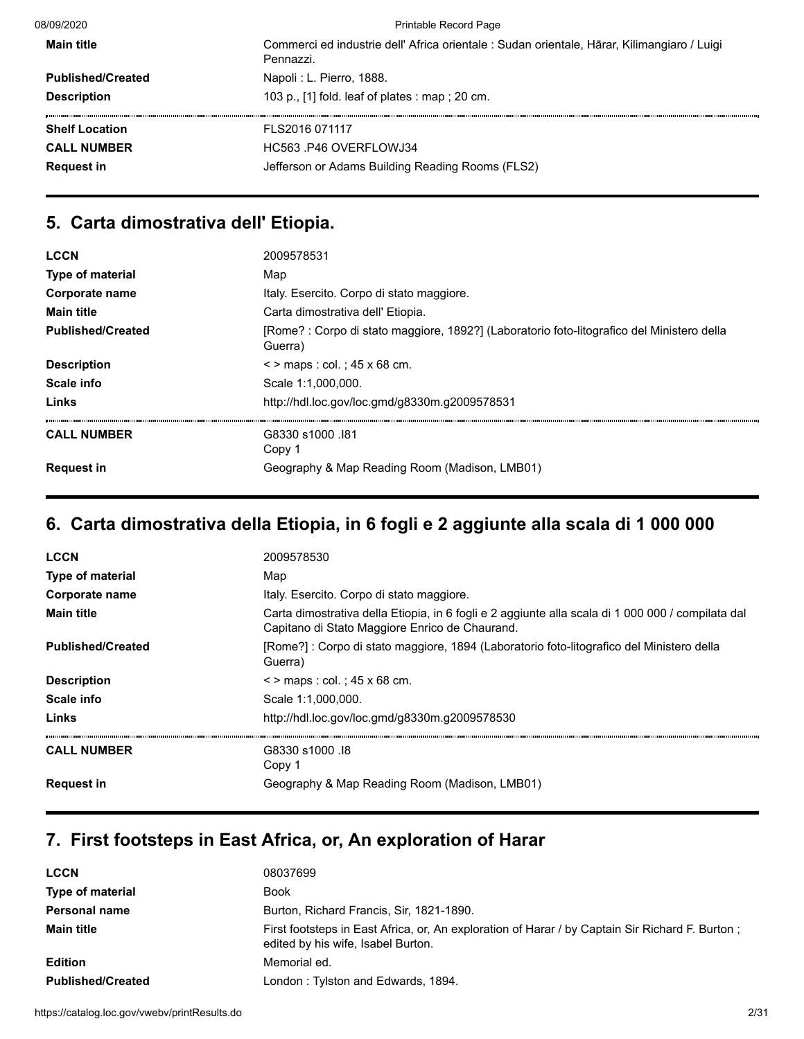| | |
|---|---|
| **Main title** | Commerci ed industrie dell' Africa orientale : Sudan orientale, Hārar, Kilimangiaro / Luigi Pennazzi. |
| **Published/Created** | Napoli : L. Pierro, 1888. |
| **Description** | 103 p., [1] fold. leaf of plates : map ; 20 cm. |
| **Shelf Location** | FLS2016 071117 |
| **CALL NUMBER** | HC563 .P46 OVERFLOWJ34 |
| **Request in** | Jefferson or Adams Building Reading Rooms (FLS2) |

## 5. Carta dimostrativa dell' Etiopia.

| | |
|---|---|
| **LCCN** | 2009578531 |
| **Type of material** | Map |
| **Corporate name** | Italy. Esercito. Corpo di stato maggiore. |
| **Main title** | Carta dimostrativa dell' Etiopia. |
| **Published/Created** | [Rome? : Corpo di stato maggiore, 1892?] (Laboratorio foto-litografico del Ministero della Guerra) |
| **Description** | < > maps : col. ; 45 x 68 cm. |
| **Scale info** | Scale 1:1,000,000. |
| **Links** | http://hdl.loc.gov/loc.gmd/g8330m.g2009578531 |
| **CALL NUMBER** | G8330 s1000 .I81 Copy 1 |
| **Request in** | Geography & Map Reading Room (Madison, LMB01) |

## 6. Carta dimostrativa della Etiopia, in 6 fogli e 2 aggiunte alla scala di 1 000 000

| | |
|---|---|
| **LCCN** | 2009578530 |
| **Type of material** | Map |
| **Corporate name** | Italy. Esercito. Corpo di stato maggiore. |
| **Main title** | Carta dimostrativa della Etiopia, in 6 fogli e 2 aggiunte alla scala di 1 000 000 / compilata dal Capitano di Stato Maggiore Enrico de Chaurand. |
| **Published/Created** | [Rome?] : Corpo di stato maggiore, 1894 (Laboratorio foto-litografico del Ministero della Guerra) |
| **Description** | < > maps : col. ; 45 x 68 cm. |
| **Scale info** | Scale 1:1,000,000. |
| **Links** | http://hdl.loc.gov/loc.gmd/g8330m.g2009578530 |
| **CALL NUMBER** | G8330 s1000 .I8 Copy 1 |
| **Request in** | Geography & Map Reading Room (Madison, LMB01) |

## 7. First footsteps in East Africa, or, An exploration of Harar

| | |
|---|---|
| **LCCN** | 08037699 |
| **Type of material** | Book |
| **Personal name** | Burton, Richard Francis, Sir, 1821-1890. |
| **Main title** | First footsteps in East Africa, or, An exploration of Harar / by Captain Sir Richard F. Burton ; edited by his wife, Isabel Burton. |
| **Edition** | Memorial ed. |
| **Published/Created** | London : Tylston and Edwards, 1894. |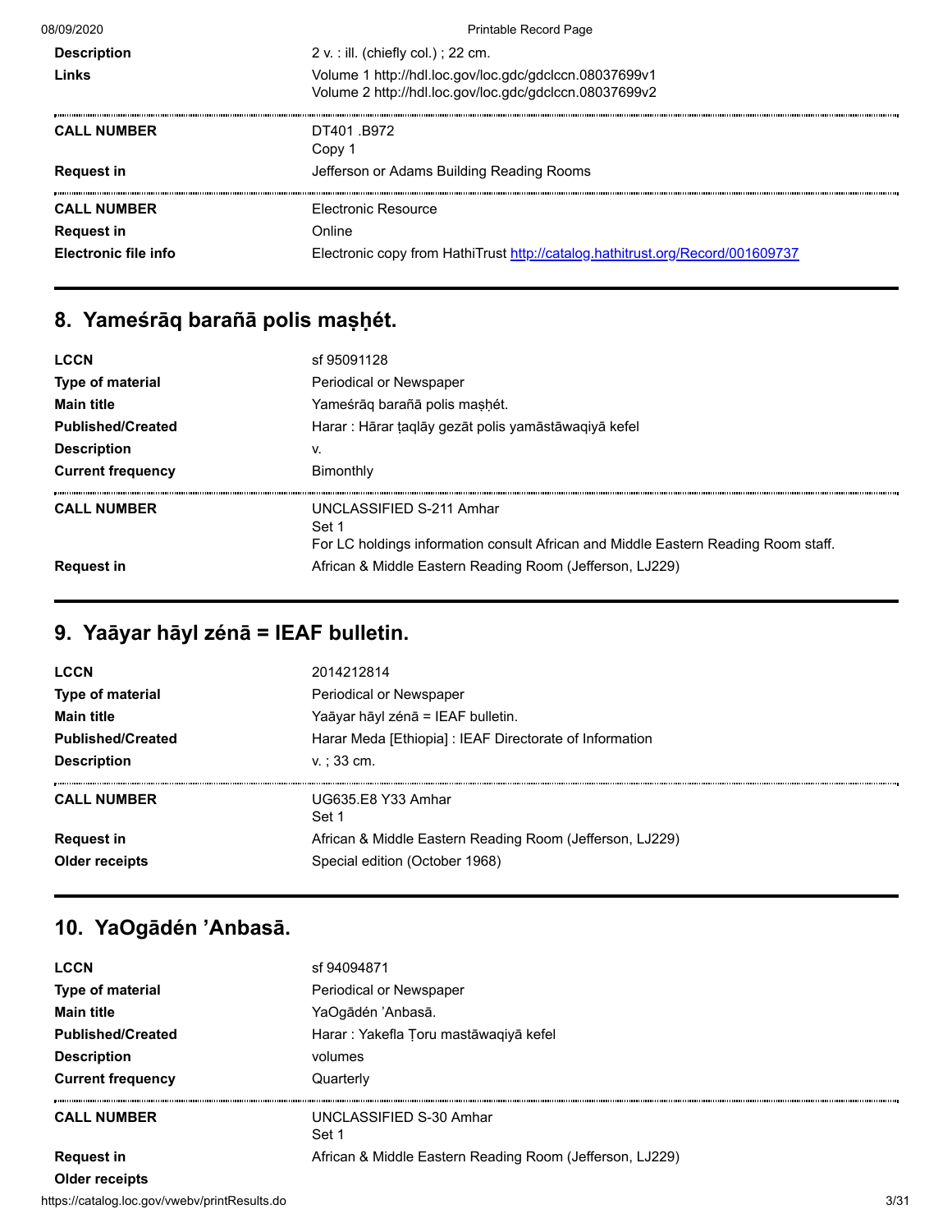| | |
|---|---|
| **Description** | 2 v. : ill. (chiefly col.) ; 22 cm. |
| **Links** | Volume 1 http://hdl.loc.gov/loc.gdc/gdclccn.08037699v1<br>Volume 2 http://hdl.loc.gov/loc.gdc/gdclccn.08037699v2 |

| | |
|---|---|
| **CALL NUMBER** | DT401 .B972<br>Copy 1 |
| **Request in** | Jefferson or Adams Building Reading Rooms |

| | |
|---|---|
| **CALL NUMBER** | Electronic Resource |
| **Request in** | Online |
| **Electronic file info** | Electronic copy from HathiTrust http://catalog.hathitrust.org/Record/001609737 |

## 8. Yameśrāq barañā polis maṣḥét.

| | |
|---|---|
| **LCCN** | sf 95091128 |
| **Type of material** | Periodical or Newspaper |
| **Main title** | Yameśrāq barañā polis maṣḥét. |
| **Published/Created** | Harar : Hārar ṭaqlāy gezāt polis yamāstāwaqiyā kefel |
| **Description** | v. |
| **Current frequency** | Bimonthly |

| | |
|---|---|
| **CALL NUMBER** | UNCLASSIFIED S-211 Amhar<br>Set 1<br>For LC holdings information consult African and Middle Eastern Reading Room staff. |
| **Request in** | African & Middle Eastern Reading Room (Jefferson, LJ229) |

## 9. Yaāyar hāyl zénā = IEAF bulletin.

| | |
|---|---|
| **LCCN** | 2014212814 |
| **Type of material** | Periodical or Newspaper |
| **Main title** | Yaāyar hāyl zénā = IEAF bulletin. |
| **Published/Created** | Harar Meda [Ethiopia] : IEAF Directorate of Information |
| **Description** | v. ; 33 cm. |

| | |
|---|---|
| **CALL NUMBER** | UG635.E8 Y33 Amhar<br>Set 1 |
| **Request in** | African & Middle Eastern Reading Room (Jefferson, LJ229) |
| **Older receipts** | Special edition (October 1968) |

## 10. YaOgādén 'Anbasā.

| | |
|---|---|
| **LCCN** | sf 94094871 |
| **Type of material** | Periodical or Newspaper |
| **Main title** | YaOgādén 'Anbasā. |
| **Published/Created** | Harar : Yakefla Ṭoru mastāwaqiyā kefel |
| **Description** | volumes |
| **Current frequency** | Quarterly |

| | |
|---|---|
| **CALL NUMBER** | UNCLASSIFIED S-30 Amhar<br>Set 1 |
| **Request in** | African & Middle Eastern Reading Room (Jefferson, LJ229) |
| **Older receipts** | |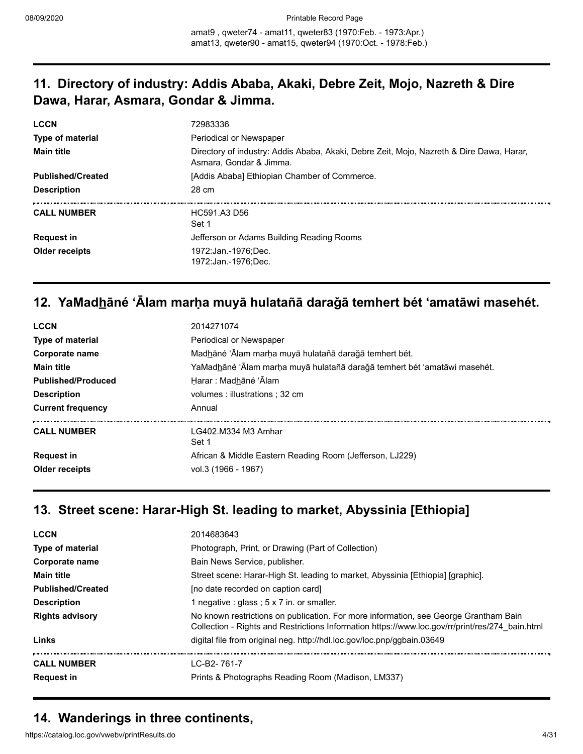amat9 , qweter74 - amat11, qweter83 (1970:Feb. - 1973:Apr.)
amat13, qweter90 - amat15, qweter94 (1970:Oct. - 1978:Feb.)

## 11. Directory of industry: Addis Ababa, Akaki, Debre Zeit, Mojo, Nazreth & Dire Dawa, Harar, Asmara, Gondar & Jimma.

| | |
|---|---|
| **LCCN** | 72983336 |
| **Type of material** | Periodical or Newspaper |
| **Main title** | Directory of industry: Addis Ababa, Akaki, Debre Zeit, Mojo, Nazreth & Dire Dawa, Harar, Asmara, Gondar & Jimma. |
| **Published/Created** | [Addis Ababa] Ethiopian Chamber of Commerce. |
| **Description** | 28 cm |
| **CALL NUMBER** | HC591.A3 D56<br>Set 1 |
| **Request in** | Jefferson or Adams Building Reading Rooms |
| **Older receipts** | 1972:Jan.-1976;Dec.<br>1972:Jan.-1976;Dec. |

## 12. YaMadḫāné ʻĀlam marḥa muyā hulatañā darağā temhert bét ʻamatāwi masehét.

| | |
|---|---|
| **LCCN** | 2014271074 |
| **Type of material** | Periodical or Newspaper |
| **Corporate name** | Madḫāné ʻĀlam marḥa muyā hulatañā darağā temhert bét. |
| **Main title** | YaMadḫāné ʻĀlam marḥa muyā hulatañā darağā temhert bét ʻamatāwi masehét. |
| **Published/Produced** | Ḥarar : Madḫāné ʻĀlam |
| **Description** | volumes : illustrations ; 32 cm |
| **Current frequency** | Annual |
| **CALL NUMBER** | LG402.M334 M3 Amhar<br>Set 1 |
| **Request in** | African & Middle Eastern Reading Room (Jefferson, LJ229) |
| **Older receipts** | vol.3 (1966 - 1967) |

## 13. Street scene: Harar-High St. leading to market, Abyssinia [Ethiopia]

| | |
|---|---|
| **LCCN** | 2014683643 |
| **Type of material** | Photograph, Print, or Drawing (Part of Collection) |
| **Corporate name** | Bain News Service, publisher. |
| **Main title** | Street scene: Harar-High St. leading to market, Abyssinia [Ethiopia] [graphic]. |
| **Published/Created** | [no date recorded on caption card] |
| **Description** | 1 negative : glass ; 5 x 7 in. or smaller. |
| **Rights advisory** | No known restrictions on publication. For more information, see George Grantham Bain Collection - Rights and Restrictions Information https://www.loc.gov/rr/print/res/274_bain.html |
| **Links** | digital file from original neg. http://hdl.loc.gov/loc.pnp/ggbain.03649 |
| **CALL NUMBER** | LC-B2- 761-7 |
| **Request in** | Prints & Photographs Reading Room (Madison, LM337) |

## 14. Wanderings in three continents,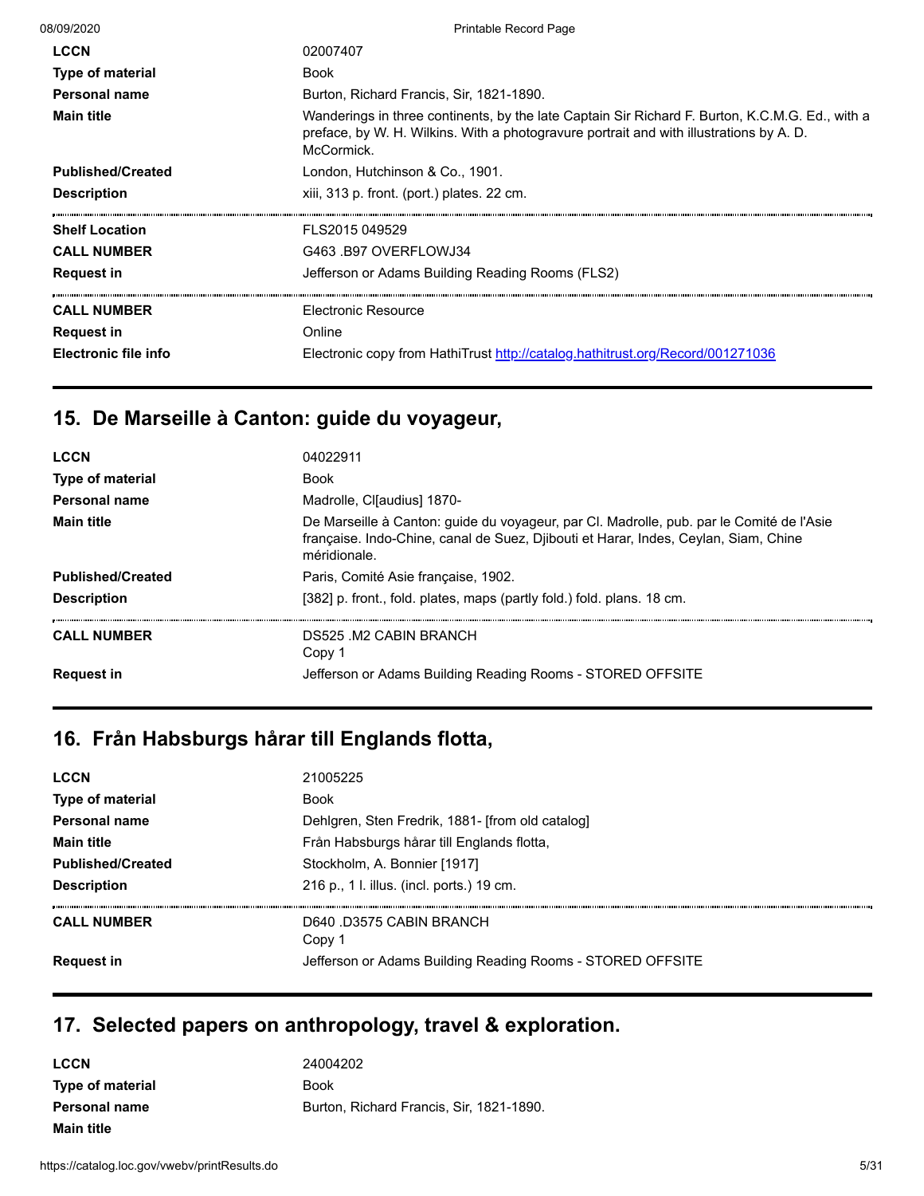| | |
|---|---|
| **LCCN** | 02007407 |
| **Type of material** | Book |
| **Personal name** | Burton, Richard Francis, Sir, 1821-1890. |
| **Main title** | Wanderings in three continents, by the late Captain Sir Richard F. Burton, K.C.M.G. Ed., with a preface, by W. H. Wilkins. With a photogravure portrait and with illustrations by A. D. McCormick. |
| **Published/Created** | London, Hutchinson & Co., 1901. |
| **Description** | xiii, 313 p. front. (port.) plates. 22 cm. |

| | |
|---|---|
| **Shelf Location** | FLS2015 049529 |
| **CALL NUMBER** | G463 .B97 OVERFLOWJ34 |
| **Request in** | Jefferson or Adams Building Reading Rooms (FLS2) |

| | |
|---|---|
| **CALL NUMBER** | Electronic Resource |
| **Request in** | Online |
| **Electronic file info** | Electronic copy from HathiTrust http://catalog.hathitrust.org/Record/001271036 |

## 15. De Marseille à Canton: guide du voyageur,

| | |
|---|---|
| **LCCN** | 04022911 |
| **Type of material** | Book |
| **Personal name** | Madrolle, Cl[audius] 1870- |
| **Main title** | De Marseille à Canton: guide du voyageur, par Cl. Madrolle, pub. par le Comité de l'Asie française. Indo-Chine, canal de Suez, Djibouti et Harar, Indes, Ceylan, Siam, Chine méridionale. |
| **Published/Created** | Paris, Comité Asie française, 1902. |
| **Description** | [382] p. front., fold. plates, maps (partly fold.) fold. plans. 18 cm. |

| | |
|---|---|
| **CALL NUMBER** | DS525 .M2 CABIN BRANCH<br>Copy 1 |
| **Request in** | Jefferson or Adams Building Reading Rooms - STORED OFFSITE |

## 16. Från Habsburgs hårar till Englands flotta,

| | |
|---|---|
| **LCCN** | 21005225 |
| **Type of material** | Book |
| **Personal name** | Dehlgren, Sten Fredrik, 1881- [from old catalog] |
| **Main title** | Från Habsburgs hårar till Englands flotta, |
| **Published/Created** | Stockholm, A. Bonnier [1917] |
| **Description** | 216 p., 1 l. illus. (incl. ports.) 19 cm. |

| | |
|---|---|
| **CALL NUMBER** | D640 .D3575 CABIN BRANCH<br>Copy 1 |
| **Request in** | Jefferson or Adams Building Reading Rooms - STORED OFFSITE |

## 17. Selected papers on anthropology, travel & exploration.

| | |
|---|---|
| **LCCN** | 24004202 |
| **Type of material** | Book |
| **Personal name** | Burton, Richard Francis, Sir, 1821-1890. |
| **Main title** | |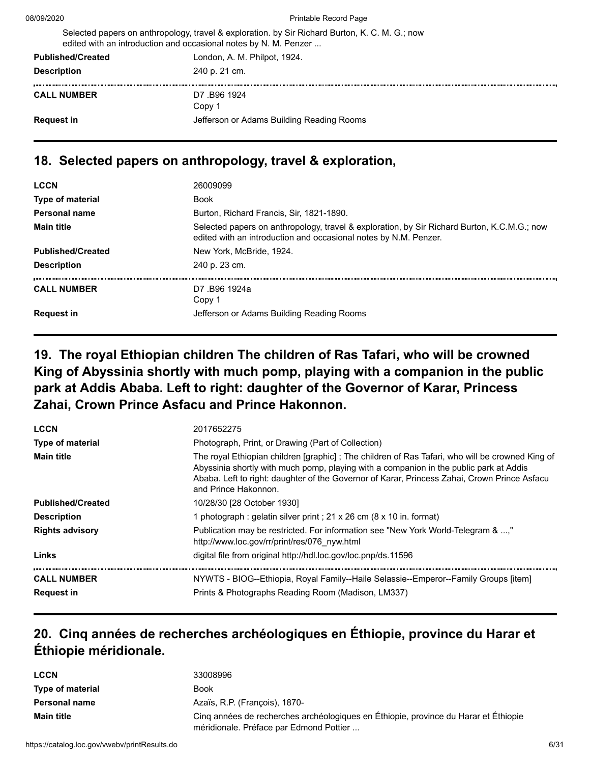Selected papers on anthropology, travel & exploration. by Sir Richard Burton, K. C. M. G.; now edited with an introduction and occasional notes by N. M. Penzer ...

| | |
|---|---|
| **Published/Created** | London, A. M. Philpot, 1924. |
| **Description** | 240 p. 21 cm. |
| **CALL NUMBER** | D7 .B96 1924<br>Copy 1 |
| **Request in** | Jefferson or Adams Building Reading Rooms |

## 18. Selected papers on anthropology, travel & exploration,

| | |
|---|---|
| **LCCN** | 26009099 |
| **Type of material** | Book |
| **Personal name** | Burton, Richard Francis, Sir, 1821-1890. |
| **Main title** | Selected papers on anthropology, travel & exploration, by Sir Richard Burton, K.C.M.G.; now edited with an introduction and occasional notes by N.M. Penzer. |
| **Published/Created** | New York, McBride, 1924. |
| **Description** | 240 p. 23 cm. |
| **CALL NUMBER** | D7 .B96 1924a<br>Copy 1 |
| **Request in** | Jefferson or Adams Building Reading Rooms |

## 19. The royal Ethiopian children The children of Ras Tafari, who will be crowned King of Abyssinia shortly with much pomp, playing with a companion in the public park at Addis Ababa. Left to right: daughter of the Governor of Karar, Princess Zahai, Crown Prince Asfacu and Prince Hakonnon.

| | |
|---|---|
| **LCCN** | 2017652275 |
| **Type of material** | Photograph, Print, or Drawing (Part of Collection) |
| **Main title** | The royal Ethiopian children [graphic] ; The children of Ras Tafari, who will be crowned King of Abyssinia shortly with much pomp, playing with a companion in the public park at Addis Ababa. Left to right: daughter of the Governor of Karar, Princess Zahai, Crown Prince Asfacu and Prince Hakonnon. |
| **Published/Created** | 10/28/30 [28 October 1930] |
| **Description** | 1 photograph : gelatin silver print ; 21 x 26 cm (8 x 10 in. format) |
| **Rights advisory** | Publication may be restricted. For information see "New York World-Telegram & ...," http://www.loc.gov/rr/print/res/076_nyw.html |
| **Links** | digital file from original http://hdl.loc.gov/loc.pnp/ds.11596 |
| **CALL NUMBER** | NYWTS - BIOG--Ethiopia, Royal Family--Haile Selassie--Emperor--Family Groups [item] |
| **Request in** | Prints & Photographs Reading Room (Madison, LM337) |

## 20. Cinq années de recherches archéologiques en Éthiopie, province du Harar et Éthiopie méridionale.

| | |
|---|---|
| **LCCN** | 33008996 |
| **Type of material** | Book |
| **Personal name** | Azaïs, R.P. (François), 1870- |
| **Main title** | Cinq années de recherches archéologiques en Éthiopie, province du Harar et Éthiopie méridionale. Préface par Edmond Pottier ... |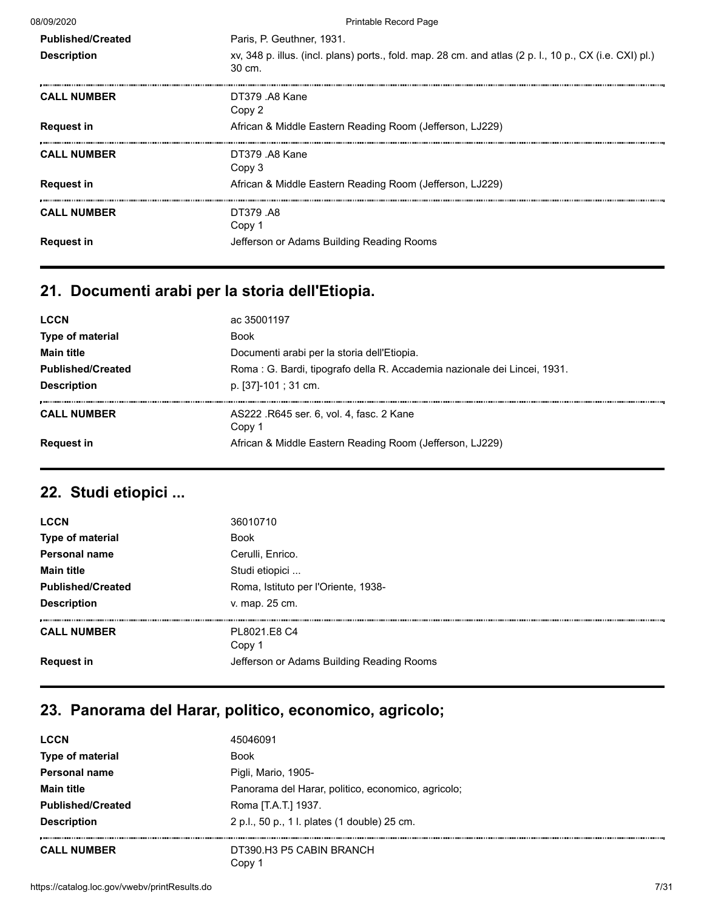| | |
|---|---|
| **Published/Created** | Paris, P. Geuthner, 1931. |
| **Description** | xv, 348 p. illus. (incl. plans) ports., fold. map. 28 cm. and atlas (2 p. l., 10 p., CX (i.e. CXI) pl.) 30 cm. |

| | |
|---|---|
| **CALL NUMBER** | DT379 .A8 Kane<br>Copy 2 |
| **Request in** | African & Middle Eastern Reading Room (Jefferson, LJ229) |

| | |
|---|---|
| **CALL NUMBER** | DT379 .A8 Kane<br>Copy 3 |
| **Request in** | African & Middle Eastern Reading Room (Jefferson, LJ229) |

| | |
|---|---|
| **CALL NUMBER** | DT379 .A8<br>Copy 1 |
| **Request in** | Jefferson or Adams Building Reading Rooms |

## 21. Documenti arabi per la storia dell'Etiopia.

| | |
|---|---|
| **LCCN** | ac 35001197 |
| **Type of material** | Book |
| **Main title** | Documenti arabi per la storia dell'Etiopia. |
| **Published/Created** | Roma : G. Bardi, tipografo della R. Accademia nazionale dei Lincei, 1931. |
| **Description** | p. [37]-101 ; 31 cm. |

| | |
|---|---|
| **CALL NUMBER** | AS222 .R645 ser. 6, vol. 4, fasc. 2 Kane<br>Copy 1 |
| **Request in** | African & Middle Eastern Reading Room (Jefferson, LJ229) |

## 22. Studi etiopici ...

| | |
|---|---|
| **LCCN** | 36010710 |
| **Type of material** | Book |
| **Personal name** | Cerulli, Enrico. |
| **Main title** | Studi etiopici ... |
| **Published/Created** | Roma, Istituto per l'Oriente, 1938- |
| **Description** | v. map. 25 cm. |

| | |
|---|---|
| **CALL NUMBER** | PL8021.E8 C4<br>Copy 1 |
| **Request in** | Jefferson or Adams Building Reading Rooms |

## 23. Panorama del Harar, politico, economico, agricolo;

| | |
|---|---|
| **LCCN** | 45046091 |
| **Type of material** | Book |
| **Personal name** | Pigli, Mario, 1905- |
| **Main title** | Panorama del Harar, politico, economico, agricolo; |
| **Published/Created** | Roma [T.A.T.] 1937. |
| **Description** | 2 p.l., 50 p., 1 l. plates (1 double) 25 cm. |

| | |
|---|---|
| **CALL NUMBER** | DT390.H3 P5 CABIN BRANCH<br>Copy 1 |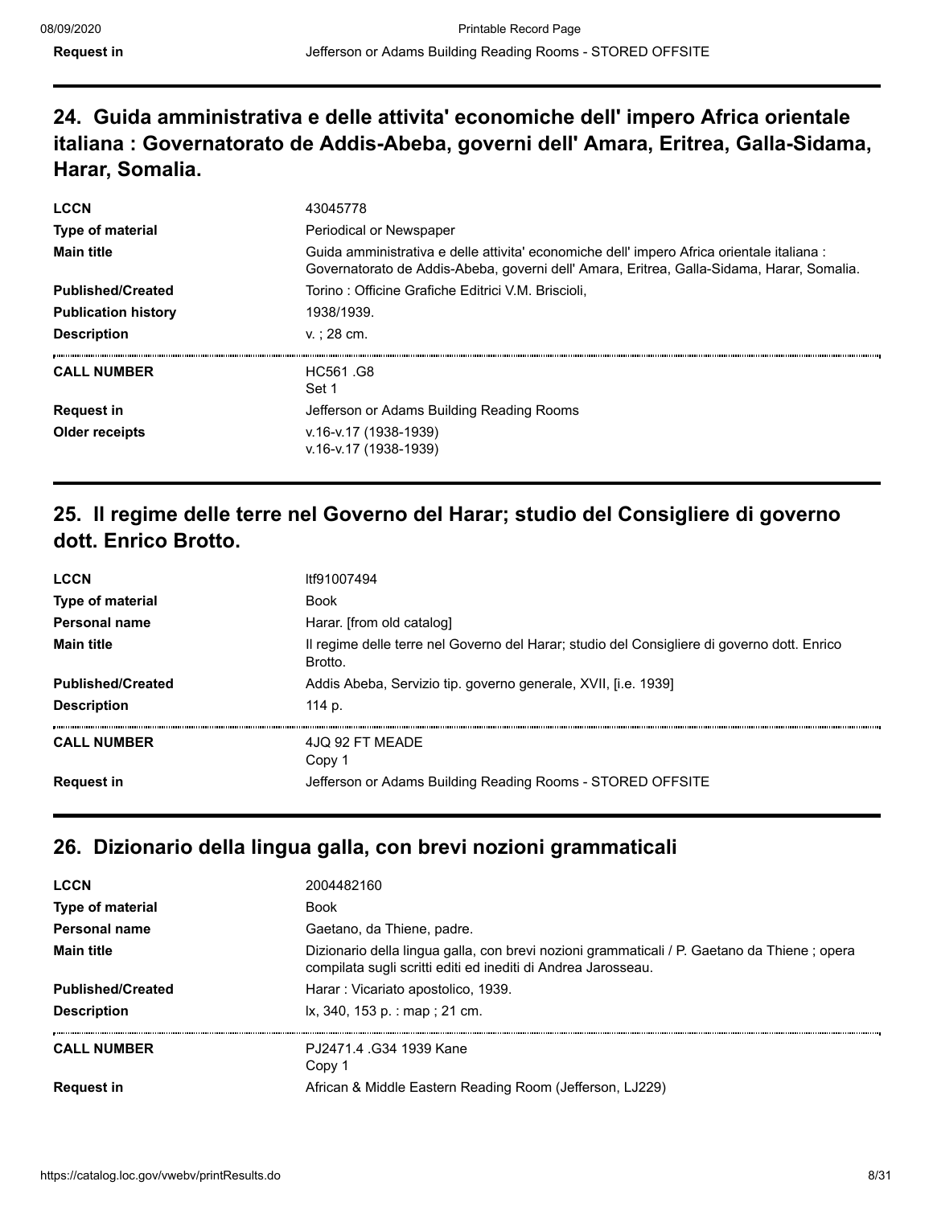| | |
|---|---|
| **Request in** | Jefferson or Adams Building Reading Rooms - STORED OFFSITE |

## 24. Guida amministrativa e delle attivita' economiche dell' impero Africa orientale italiana : Governatorato de Addis-Abeba, governi dell' Amara, Eritrea, Galla-Sidama, Harar, Somalia.

| | |
|---|---|
| **LCCN** | 43045778 |
| **Type of material** | Periodical or Newspaper |
| **Main title** | Guida amministrativa e delle attivita' economiche dell' impero Africa orientale italiana : Governatorato de Addis-Abeba, governi dell' Amara, Eritrea, Galla-Sidama, Harar, Somalia. |
| **Published/Created** | Torino : Officine Grafiche Editrici V.M. Briscioli, |
| **Publication history** | 1938/1939. |
| **Description** | v. ; 28 cm. |
| **CALL NUMBER** | HC561 .G8<br>Set 1 |
| **Request in** | Jefferson or Adams Building Reading Rooms |
| **Older receipts** | v.16-v.17 (1938-1939)<br>v.16-v.17 (1938-1939) |

## 25. Il regime delle terre nel Governo del Harar; studio del Consigliere di governo dott. Enrico Brotto.

| | |
|---|---|
| **LCCN** | ltf91007494 |
| **Type of material** | Book |
| **Personal name** | Harar. [from old catalog] |
| **Main title** | Il regime delle terre nel Governo del Harar; studio del Consigliere di governo dott. Enrico Brotto. |
| **Published/Created** | Addis Abeba, Servizio tip. governo generale, XVII, [i.e. 1939] |
| **Description** | 114 p. |
| **CALL NUMBER** | 4JQ 92 FT MEADE<br>Copy 1 |
| **Request in** | Jefferson or Adams Building Reading Rooms - STORED OFFSITE |

## 26. Dizionario della lingua galla, con brevi nozioni grammaticali

| | |
|---|---|
| **LCCN** | 2004482160 |
| **Type of material** | Book |
| **Personal name** | Gaetano, da Thiene, padre. |
| **Main title** | Dizionario della lingua galla, con brevi nozioni grammaticali / P. Gaetano da Thiene ; opera compilata sugli scritti editi ed inediti di Andrea Jarosseau. |
| **Published/Created** | Harar : Vicariato apostolico, 1939. |
| **Description** | lx, 340, 153 p. : map ; 21 cm. |
| **CALL NUMBER** | PJ2471.4 .G34 1939 Kane<br>Copy 1 |
| **Request in** | African & Middle Eastern Reading Room (Jefferson, LJ229) |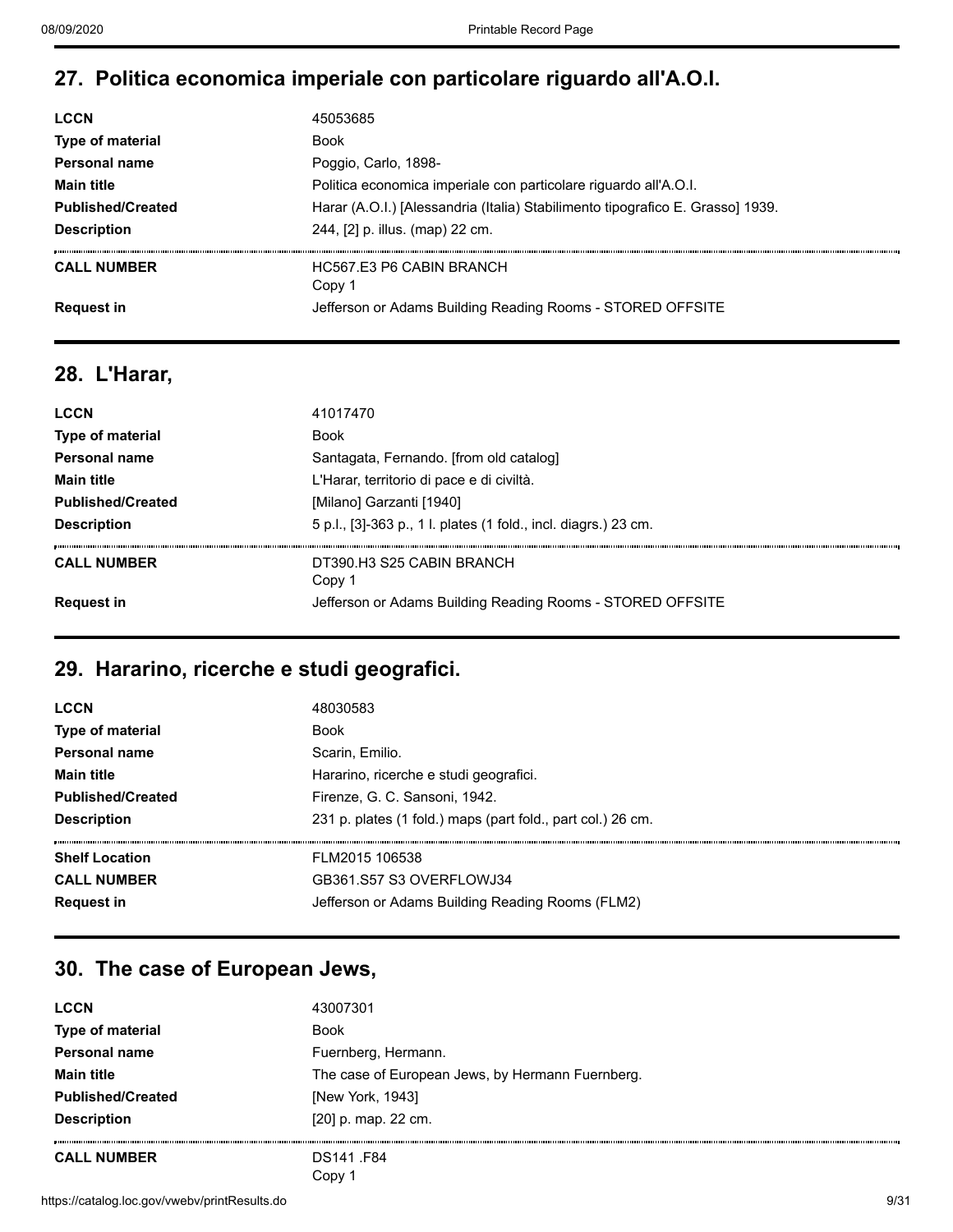## 27. Politica economica imperiale con particolare riguardo all'A.O.I.

| | |
|---|---|
| **LCCN** | 45053685 |
| **Type of material** | Book |
| **Personal name** | Poggio, Carlo, 1898- |
| **Main title** | Politica economica imperiale con particolare riguardo all'A.O.I. |
| **Published/Created** | Harar (A.O.I.) [Alessandria (Italia) Stabilimento tipografico E. Grasso] 1939. |
| **Description** | 244, [2] p. illus. (map) 22 cm. |
| **CALL NUMBER** | HC567.E3 P6 CABIN BRANCH<br>Copy 1 |
| **Request in** | Jefferson or Adams Building Reading Rooms - STORED OFFSITE |

## 28. L'Harar,

| | |
|---|---|
| **LCCN** | 41017470 |
| **Type of material** | Book |
| **Personal name** | Santagata, Fernando. [from old catalog] |
| **Main title** | L'Harar, territorio di pace e di civiltà. |
| **Published/Created** | [Milano] Garzanti [1940] |
| **Description** | 5 p.l., [3]-363 p., 1 l. plates (1 fold., incl. diagrs.) 23 cm. |
| **CALL NUMBER** | DT390.H3 S25 CABIN BRANCH<br>Copy 1 |
| **Request in** | Jefferson or Adams Building Reading Rooms - STORED OFFSITE |

## 29. Hararino, ricerche e studi geografici.

| | |
|---|---|
| **LCCN** | 48030583 |
| **Type of material** | Book |
| **Personal name** | Scarin, Emilio. |
| **Main title** | Hararino, ricerche e studi geografici. |
| **Published/Created** | Firenze, G. C. Sansoni, 1942. |
| **Description** | 231 p. plates (1 fold.) maps (part fold., part col.) 26 cm. |
| **Shelf Location** | FLM2015 106538 |
| **CALL NUMBER** | GB361.S57 S3 OVERFLOWJ34 |
| **Request in** | Jefferson or Adams Building Reading Rooms (FLM2) |

## 30. The case of European Jews,

| | |
|---|---|
| **LCCN** | 43007301 |
| **Type of material** | Book |
| **Personal name** | Fuernberg, Hermann. |
| **Main title** | The case of European Jews, by Hermann Fuernberg. |
| **Published/Created** | [New York, 1943] |
| **Description** | [20] p. map. 22 cm. |
| **CALL NUMBER** | DS141 .F84<br>Copy 1 |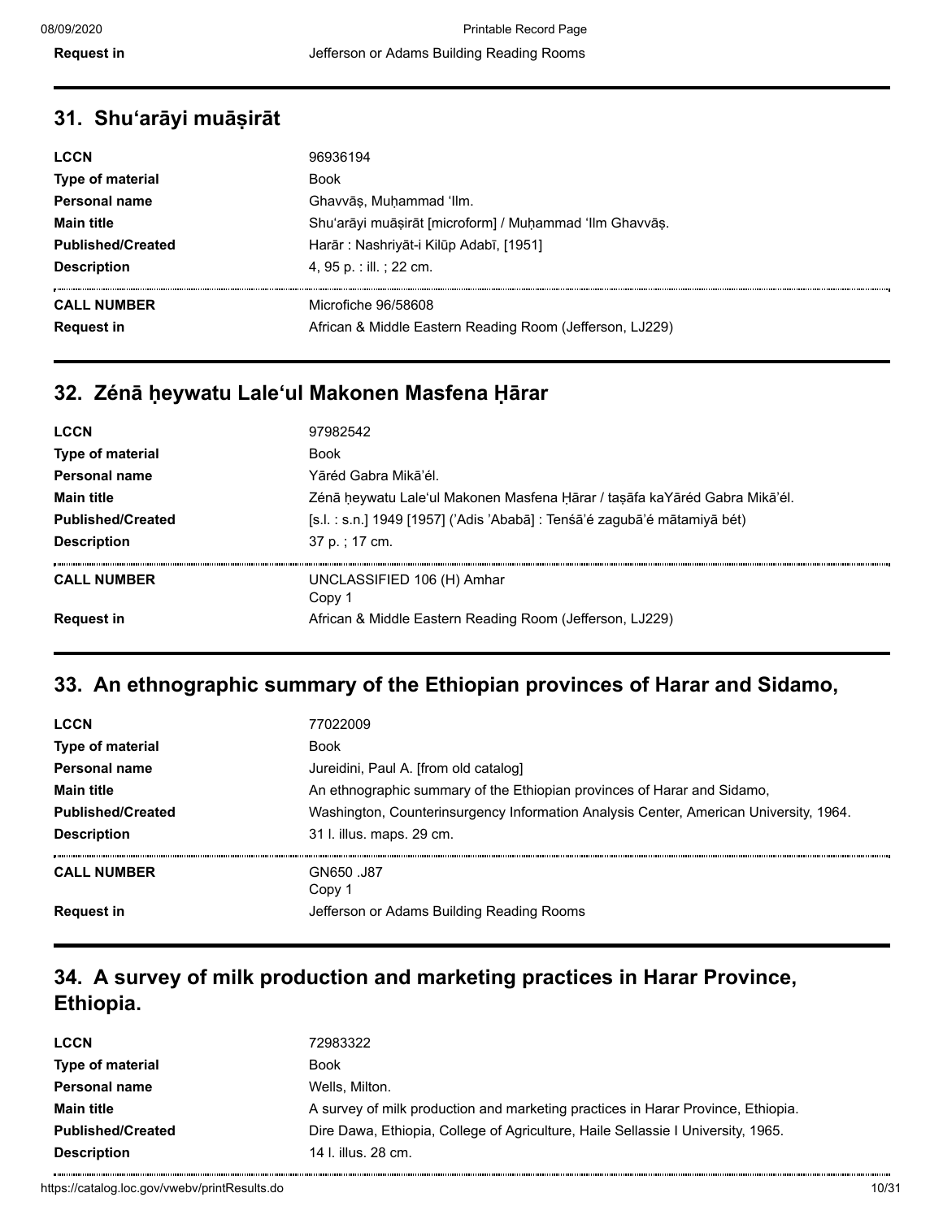| | |
|---|---|
| **Request in** | Jefferson or Adams Building Reading Rooms |

## 31. Shuʻarāyi muāṣirāt

| | |
|---|---|
| **LCCN** | 96936194 |
| **Type of material** | Book |
| **Personal name** | Ghavvāṣ, Muḥammad ʻIlm. |
| **Main title** | Shuʻarāyi muāṣirāt [microform] / Muḥammad ʻIlm Ghavvāṣ. |
| **Published/Created** | Harār : Nashriyāt-i Kilūp Adabī, [1951] |
| **Description** | 4, 95 p. : ill. ; 22 cm. |
| **CALL NUMBER** | Microfiche 96/58608 |
| **Request in** | African & Middle Eastern Reading Room (Jefferson, LJ229) |

## 32. Zénā ḥeywatu Leleʻul Makonen Masfena Ḥārar

| | |
|---|---|
| **LCCN** | 97982542 |
| **Type of material** | Book |
| **Personal name** | Yāréd Gabra Mikāʼél. |
| **Main title** | Zénā ḥeywatu Laleʻul Makonen Masfena Ḥārar / taṣāfa kaYāréd Gabra Mikāʼél. |
| **Published/Created** | [s.l. : s.n.] 1949 [1957] (ʼAdis ʼAbabā] : Tenśāʼé zagubāʼé mātamiyā bét) |
| **Description** | 37 p. ; 17 cm. |
| **CALL NUMBER** | UNCLASSIFIED 106 (H) Amhar<br>Copy 1 |
| **Request in** | African & Middle Eastern Reading Room (Jefferson, LJ229) |

## 33. An ethnographic summary of the Ethiopian provinces of Harar and Sidamo,

| | |
|---|---|
| **LCCN** | 77022009 |
| **Type of material** | Book |
| **Personal name** | Jureidini, Paul A. [from old catalog] |
| **Main title** | An ethnographic summary of the Ethiopian provinces of Harar and Sidamo, |
| **Published/Created** | Washington, Counterinsurgency Information Analysis Center, American University, 1964. |
| **Description** | 31 l. illus. maps. 29 cm. |
| **CALL NUMBER** | GN650 .J87<br>Copy 1 |
| **Request in** | Jefferson or Adams Building Reading Rooms |

## 34. A survey of milk production and marketing practices in Harar Province, Ethiopia.

| | |
|---|---|
| **LCCN** | 72983322 |
| **Type of material** | Book |
| **Personal name** | Wells, Milton. |
| **Main title** | A survey of milk production and marketing practices in Harar Province, Ethiopia. |
| **Published/Created** | Dire Dawa, Ethiopia, College of Agriculture, Haile Sellassie I University, 1965. |
| **Description** | 14 l. illus. 28 cm. |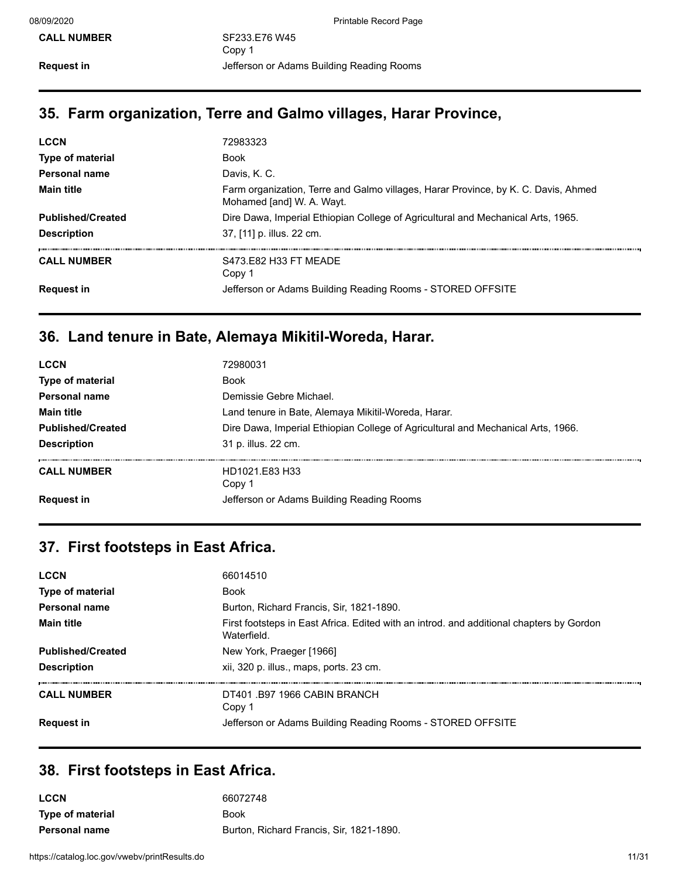| | |
|---|---|
| **CALL NUMBER** | SF233.E76 W45<br>Copy 1 |
| **Request in** | Jefferson or Adams Building Reading Rooms |

## 35. Farm organization, Terre and Galmo villages, Harar Province,

| | |
|---|---|
| **LCCN** | 72983323 |
| **Type of material** | Book |
| **Personal name** | Davis, K. C. |
| **Main title** | Farm organization, Terre and Galmo villages, Harar Province, by K. C. Davis, Ahmed Mohamed [and] W. A. Wayt. |
| **Published/Created** | Dire Dawa, Imperial Ethiopian College of Agricultural and Mechanical Arts, 1965. |
| **Description** | 37, [11] p. illus. 22 cm. |
| **CALL NUMBER** | S473.E82 H33 FT MEADE<br>Copy 1 |
| **Request in** | Jefferson or Adams Building Reading Rooms - STORED OFFSITE |

## 36. Land tenure in Bate, Alemaya Mikitil-Woreda, Harar.

| | |
|---|---|
| **LCCN** | 72980031 |
| **Type of material** | Book |
| **Personal name** | Demissie Gebre Michael. |
| **Main title** | Land tenure in Bate, Alemaya Mikitil-Woreda, Harar. |
| **Published/Created** | Dire Dawa, Imperial Ethiopian College of Agricultural and Mechanical Arts, 1966. |
| **Description** | 31 p. illus. 22 cm. |
| **CALL NUMBER** | HD1021.E83 H33<br>Copy 1 |
| **Request in** | Jefferson or Adams Building Reading Rooms |

## 37. First footsteps in East Africa.

| | |
|---|---|
| **LCCN** | 66014510 |
| **Type of material** | Book |
| **Personal name** | Burton, Richard Francis, Sir, 1821-1890. |
| **Main title** | First footsteps in East Africa. Edited with an introd. and additional chapters by Gordon Waterfield. |
| **Published/Created** | New York, Praeger [1966] |
| **Description** | xii, 320 p. illus., maps, ports. 23 cm. |
| **CALL NUMBER** | DT401 .B97 1966 CABIN BRANCH<br>Copy 1 |
| **Request in** | Jefferson or Adams Building Reading Rooms - STORED OFFSITE |

## 38. First footsteps in East Africa.

| | |
|---|---|
| **LCCN** | 66072748 |
| **Type of material** | Book |
| **Personal name** | Burton, Richard Francis, Sir, 1821-1890. |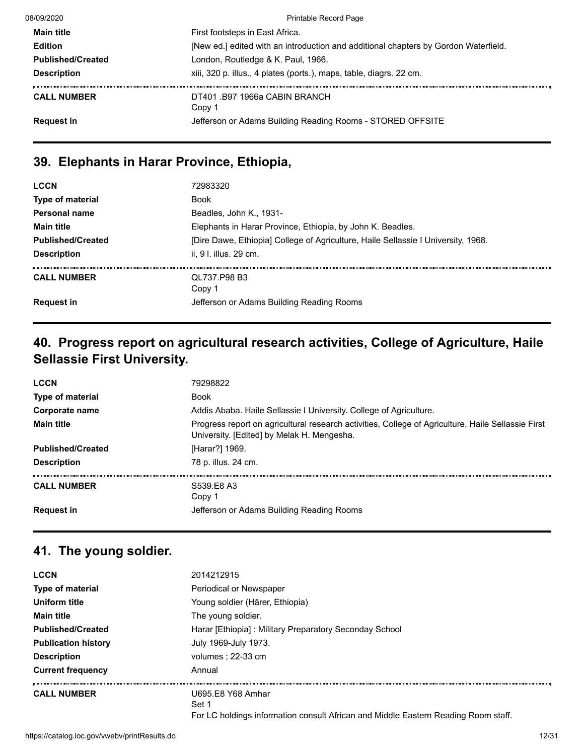| | |
|---|---|
| **Main title** | First footsteps in East Africa. |
| **Edition** | [New ed.] edited with an introduction and additional chapters by Gordon Waterfield. |
| **Published/Created** | London, Routledge & K. Paul, 1966. |
| **Description** | xiii, 320 p. illus., 4 plates (ports.), maps, table, diagrs. 22 cm. |
| **CALL NUMBER** | DT401 .B97 1966a CABIN BRANCH<br>Copy 1 |
| **Request in** | Jefferson or Adams Building Reading Rooms - STORED OFFSITE |

## 39. Elephants in Harar Province, Ethiopia,

| | |
|---|---|
| **LCCN** | 72983320 |
| **Type of material** | Book |
| **Personal name** | Beadles, John K., 1931- |
| **Main title** | Elephants in Harar Province, Ethiopia, by John K. Beadles. |
| **Published/Created** | [Dire Dawe, Ethiopia] College of Agriculture, Haile Sellassie I University, 1968. |
| **Description** | ii, 9 l. illus. 29 cm. |
| **CALL NUMBER** | QL737.P98 B3<br>Copy 1 |
| **Request in** | Jefferson or Adams Building Reading Rooms |

## 40. Progress report on agricultural research activities, College of Agriculture, Haile Sellassie First University.

| | |
|---|---|
| **LCCN** | 79298822 |
| **Type of material** | Book |
| **Corporate name** | Addis Ababa. Haile Sellassie I University. College of Agriculture. |
| **Main title** | Progress report on agricultural research activities, College of Agriculture, Haile Sellassie First University. [Edited] by Melak H. Mengesha. |
| **Published/Created** | [Harar?] 1969. |
| **Description** | 78 p. illus. 24 cm. |
| **CALL NUMBER** | S539.E8 A3<br>Copy 1 |
| **Request in** | Jefferson or Adams Building Reading Rooms |

## 41. The young soldier.

| | |
|---|---|
| **LCCN** | 2014212915 |
| **Type of material** | Periodical or Newspaper |
| **Uniform title** | Young soldier (Hārer, Ethiopia) |
| **Main title** | The young soldier. |
| **Published/Created** | Harar [Ethiopia] : Military Preparatory Seconday School |
| **Publication history** | July 1969-July 1973. |
| **Description** | volumes ; 22-33 cm |
| **Current frequency** | Annual |
| **CALL NUMBER** | U695.E8 Y68 Amhar<br>Set 1<br>For LC holdings information consult African and Middle Eastern Reading Room staff. |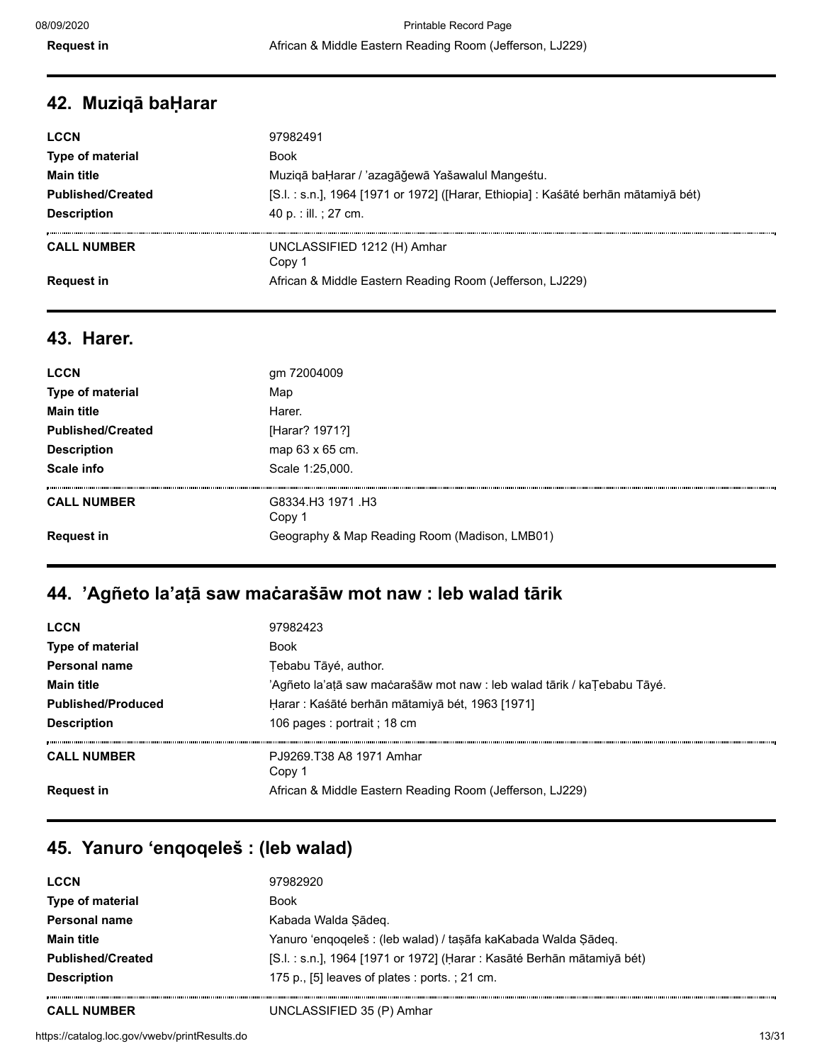| | |
|---|---|
| **Request in** | African & Middle Eastern Reading Room (Jefferson, LJ229) |

## 42. Muziqā baḪarar

| | |
|---|---|
| **LCCN** | 97982491 |
| **Type of material** | Book |
| **Main title** | Muziqā baḪarar / ’azagāğewā Yašawalul Mangeśtu. |
| **Published/Created** | [S.l. : s.n.], 1964 [1971 or 1972] ([Harar, Ethiopia] : Kaśāté berhān mātamiyā bét) |
| **Description** | 40 p. : ill. ; 27 cm. |
| **CALL NUMBER** | UNCLASSIFIED 1212 (H) Amhar<br>Copy 1 |
| **Request in** | African & Middle Eastern Reading Room (Jefferson, LJ229) |

## 43. Harer.

| | |
|---|---|
| **LCCN** | gm 72004009 |
| **Type of material** | Map |
| **Main title** | Harer. |
| **Published/Created** | [Harar? 1971?] |
| **Description** | map 63 x 65 cm. |
| **Scale info** | Scale 1:25,000. |
| **CALL NUMBER** | G8334.H3 1971 .H3<br>Copy 1 |
| **Request in** | Geography & Map Reading Room (Madison, LMB01) |

## 44. ’Agñeto la’aṭā saw maċarašāw mot naw : leb walad tārik

| | |
|---|---|
| **LCCN** | 97982423 |
| **Type of material** | Book |
| **Personal name** | Ṭebabu Tāyé, author. |
| **Main title** | ’Agñeto la’aṭā saw maċarašāw mot naw : leb walad tārik / kaṬebabu Tāyé. |
| **Published/Produced** | Ḥarar : Kaśāté berhān mātamiyā bét, 1963 [1971] |
| **Description** | 106 pages : portrait ; 18 cm |
| **CALL NUMBER** | PJ9269.T38 A8 1971 Amhar<br>Copy 1 |
| **Request in** | African & Middle Eastern Reading Room (Jefferson, LJ229) |

## 45. Yanuro ‘enqoqeleš : (leb walad)

| | |
|---|---|
| **LCCN** | 97982920 |
| **Type of material** | Book |
| **Personal name** | Kabada Walda Ṣādeq. |
| **Main title** | Yanuro ‘enqoqeleš : (leb walad) / taṣāfa kaKabada Walda Ṣādeq. |
| **Published/Created** | [S.l. : s.n.], 1964 [1971 or 1972] (Ḥarar : Kasāté Berhān mātamiyā bét) |
| **Description** | 175 p., [5] leaves of plates : ports. ; 21 cm. |
| **CALL NUMBER** | UNCLASSIFIED 35 (P) Amhar |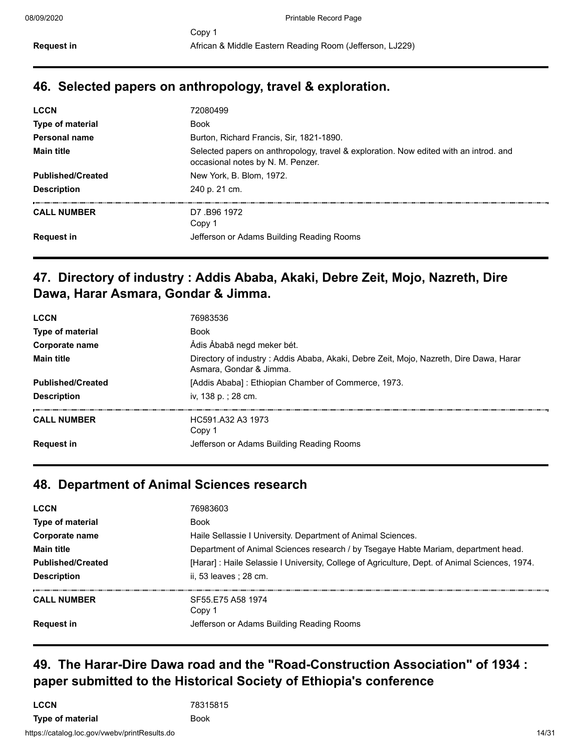| | |
|---|---|
| | Copy 1 |
| **Request in** | African & Middle Eastern Reading Room (Jefferson, LJ229) |

## 46. Selected papers on anthropology, travel & exploration.

| | |
|---|---|
| **LCCN** | 72080499 |
| **Type of material** | Book |
| **Personal name** | Burton, Richard Francis, Sir, 1821-1890. |
| **Main title** | Selected papers on anthropology, travel & exploration. Now edited with an introd. and occasional notes by N. M. Penzer. |
| **Published/Created** | New York, B. Blom, 1972. |
| **Description** | 240 p. 21 cm. |
| **CALL NUMBER** | D7 .B96 1972<br>Copy 1 |
| **Request in** | Jefferson or Adams Building Reading Rooms |

## 47. Directory of industry : Addis Ababa, Akaki, Debre Zeit, Mojo, Nazreth, Dire Dawa, Harar Asmara, Gondar & Jimma.

| | |
|---|---|
| **LCCN** | 76983536 |
| **Type of material** | Book |
| **Corporate name** | Ådis Åbabā negd meker bét. |
| **Main title** | Directory of industry : Addis Ababa, Akaki, Debre Zeit, Mojo, Nazreth, Dire Dawa, Harar Asmara, Gondar & Jimma. |
| **Published/Created** | [Addis Ababa] : Ethiopian Chamber of Commerce, 1973. |
| **Description** | iv, 138 p. ; 28 cm. |
| **CALL NUMBER** | HC591.A32 A3 1973<br>Copy 1 |
| **Request in** | Jefferson or Adams Building Reading Rooms |

## 48. Department of Animal Sciences research

| | |
|---|---|
| **LCCN** | 76983603 |
| **Type of material** | Book |
| **Corporate name** | Haile Sellassie I University. Department of Animal Sciences. |
| **Main title** | Department of Animal Sciences research / by Tsegaye Habte Mariam, department head. |
| **Published/Created** | [Harar] : Haile Selassie I University, College of Agriculture, Dept. of Animal Sciences, 1974. |
| **Description** | ii, 53 leaves ; 28 cm. |
| **CALL NUMBER** | SF55.E75 A58 1974<br>Copy 1 |
| **Request in** | Jefferson or Adams Building Reading Rooms |

## 49. The Harar-Dire Dawa road and the "Road-Construction Association" of 1934 : paper submitted to the Historical Society of Ethiopia's conference

| | |
|---|---|
| **LCCN** | 78315815 |
| **Type of material** | Book |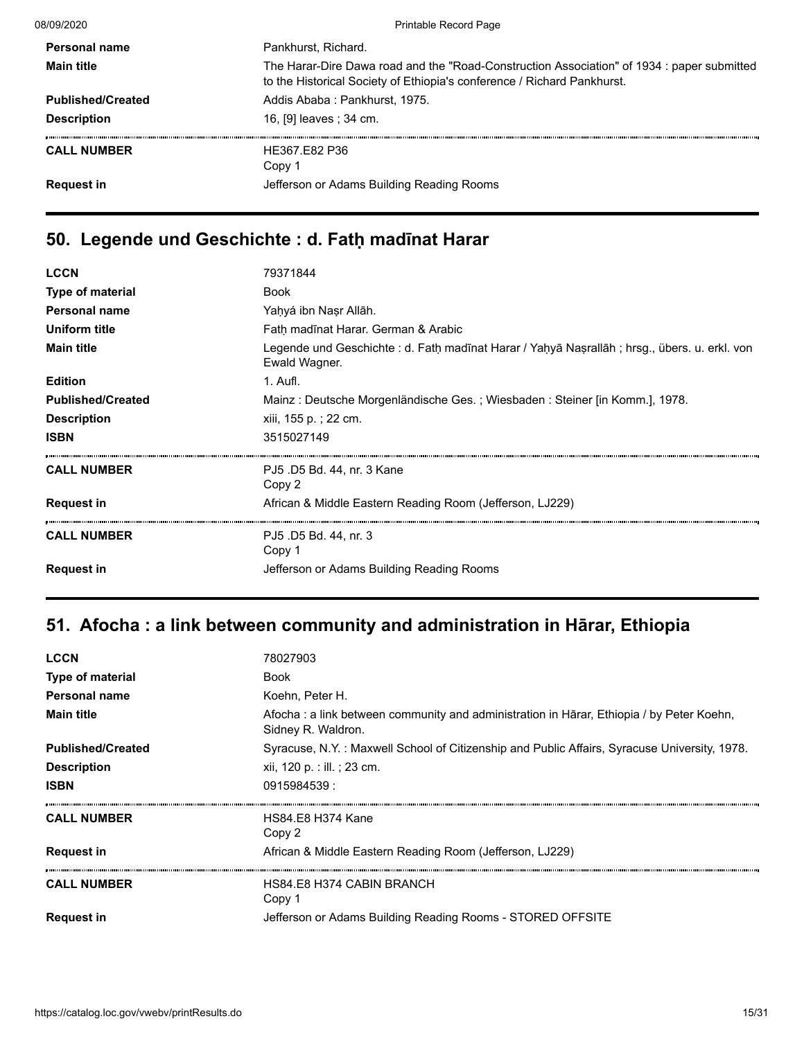| | |
|---|---|
| **Personal name** | Pankhurst, Richard. |
| **Main title** | The Harar-Dire Dawa road and the "Road-Construction Association" of 1934 : paper submitted to the Historical Society of Ethiopia's conference / Richard Pankhurst. |
| **Published/Created** | Addis Ababa : Pankhurst, 1975. |
| **Description** | 16, [9] leaves ; 34 cm. |
| **CALL NUMBER** | HE367.E82 P36<br>Copy 1 |
| **Request in** | Jefferson or Adams Building Reading Rooms |

## 50. Legende und Geschichte : d. Fatḥ madīnat Harar

| | |
|---|---|
| **LCCN** | 79371844 |
| **Type of material** | Book |
| **Personal name** | Yaḥyá ibn Naṣr Allāh. |
| **Uniform title** | Fatḥ madīnat Harar. German & Arabic |
| **Main title** | Legende und Geschichte : d. Fatḥ madīnat Harar / Yaḥyā Naṣrallāh ; hrsg., übers. u. erkl. von Ewald Wagner. |
| **Edition** | 1. Aufl. |
| **Published/Created** | Mainz : Deutsche Morgenländische Ges. ; Wiesbaden : Steiner [in Komm.], 1978. |
| **Description** | xiii, 155 p. ; 22 cm. |
| **ISBN** | 3515027149 |
| **CALL NUMBER** | PJ5 .D5 Bd. 44, nr. 3 Kane<br>Copy 2 |
| **Request in** | African & Middle Eastern Reading Room (Jefferson, LJ229) |
| **CALL NUMBER** | PJ5 .D5 Bd. 44, nr. 3<br>Copy 1 |
| **Request in** | Jefferson or Adams Building Reading Rooms |

## 51. Afocha : a link between community and administration in Hārar, Ethiopia

| | |
|---|---|
| **LCCN** | 78027903 |
| **Type of material** | Book |
| **Personal name** | Koehn, Peter H. |
| **Main title** | Afocha : a link between community and administration in Hārar, Ethiopia / by Peter Koehn, Sidney R. Waldron. |
| **Published/Created** | Syracuse, N.Y. : Maxwell School of Citizenship and Public Affairs, Syracuse University, 1978. |
| **Description** | xii, 120 p. : ill. ; 23 cm. |
| **ISBN** | 0915984539 : |
| **CALL NUMBER** | HS84.E8 H374 Kane<br>Copy 2 |
| **Request in** | African & Middle Eastern Reading Room (Jefferson, LJ229) |
| **CALL NUMBER** | HS84.E8 H374 CABIN BRANCH<br>Copy 1 |
| **Request in** | Jefferson or Adams Building Reading Rooms - STORED OFFSITE |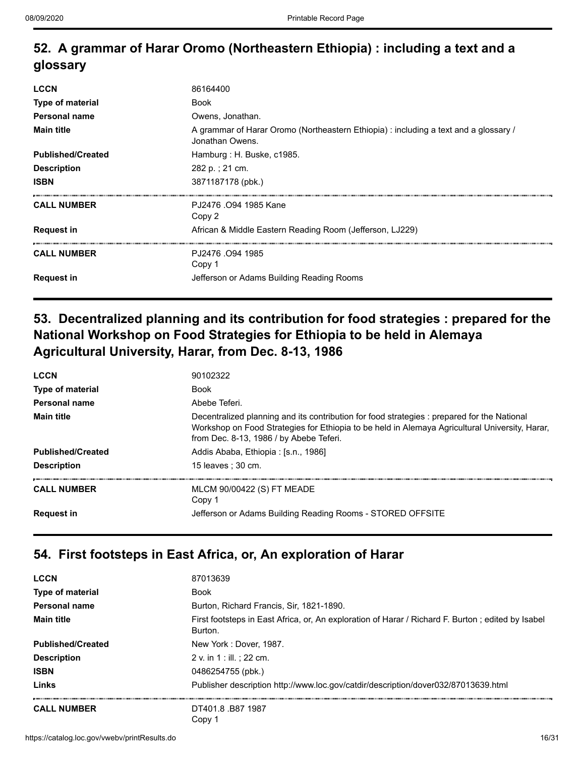## 52. A grammar of Harar Oromo (Northeastern Ethiopia) : including a text and a glossary

| | |
|---|---|
| **LCCN** | 86164400 |
| **Type of material** | Book |
| **Personal name** | Owens, Jonathan. |
| **Main title** | A grammar of Harar Oromo (Northeastern Ethiopia) : including a text and a glossary / Jonathan Owens. |
| **Published/Created** | Hamburg : H. Buske, c1985. |
| **Description** | 282 p. ; 21 cm. |
| **ISBN** | 3871187178 (pbk.) |
| **CALL NUMBER** | PJ2476 .O94 1985 Kane<br>Copy 2 |
| **Request in** | African & Middle Eastern Reading Room (Jefferson, LJ229) |
| **CALL NUMBER** | PJ2476 .O94 1985<br>Copy 1 |
| **Request in** | Jefferson or Adams Building Reading Rooms |

## 53. Decentralized planning and its contribution for food strategies : prepared for the National Workshop on Food Strategies for Ethiopia to be held in Alemaya Agricultural University, Harar, from Dec. 8-13, 1986

| | |
|---|---|
| **LCCN** | 90102322 |
| **Type of material** | Book |
| **Personal name** | Abebe Teferi. |
| **Main title** | Decentralized planning and its contribution for food strategies : prepared for the National Workshop on Food Strategies for Ethiopia to be held in Alemaya Agricultural University, Harar, from Dec. 8-13, 1986 / by Abebe Teferi. |
| **Published/Created** | Addis Ababa, Ethiopia : [s.n., 1986] |
| **Description** | 15 leaves ; 30 cm. |
| **CALL NUMBER** | MLCM 90/00422 (S) FT MEADE<br>Copy 1 |
| **Request in** | Jefferson or Adams Building Reading Rooms - STORED OFFSITE |

## 54. First footsteps in East Africa, or, An exploration of Harar

| | |
|---|---|
| **LCCN** | 87013639 |
| **Type of material** | Book |
| **Personal name** | Burton, Richard Francis, Sir, 1821-1890. |
| **Main title** | First footsteps in East Africa, or, An exploration of Harar / Richard F. Burton ; edited by Isabel Burton. |
| **Published/Created** | New York : Dover, 1987. |
| **Description** | 2 v. in 1 : ill. ; 22 cm. |
| **ISBN** | 0486254755 (pbk.) |
| **Links** | Publisher description http://www.loc.gov/catdir/description/dover032/87013639.html |
| **CALL NUMBER** | DT401.8 .B87 1987<br>Copy 1 |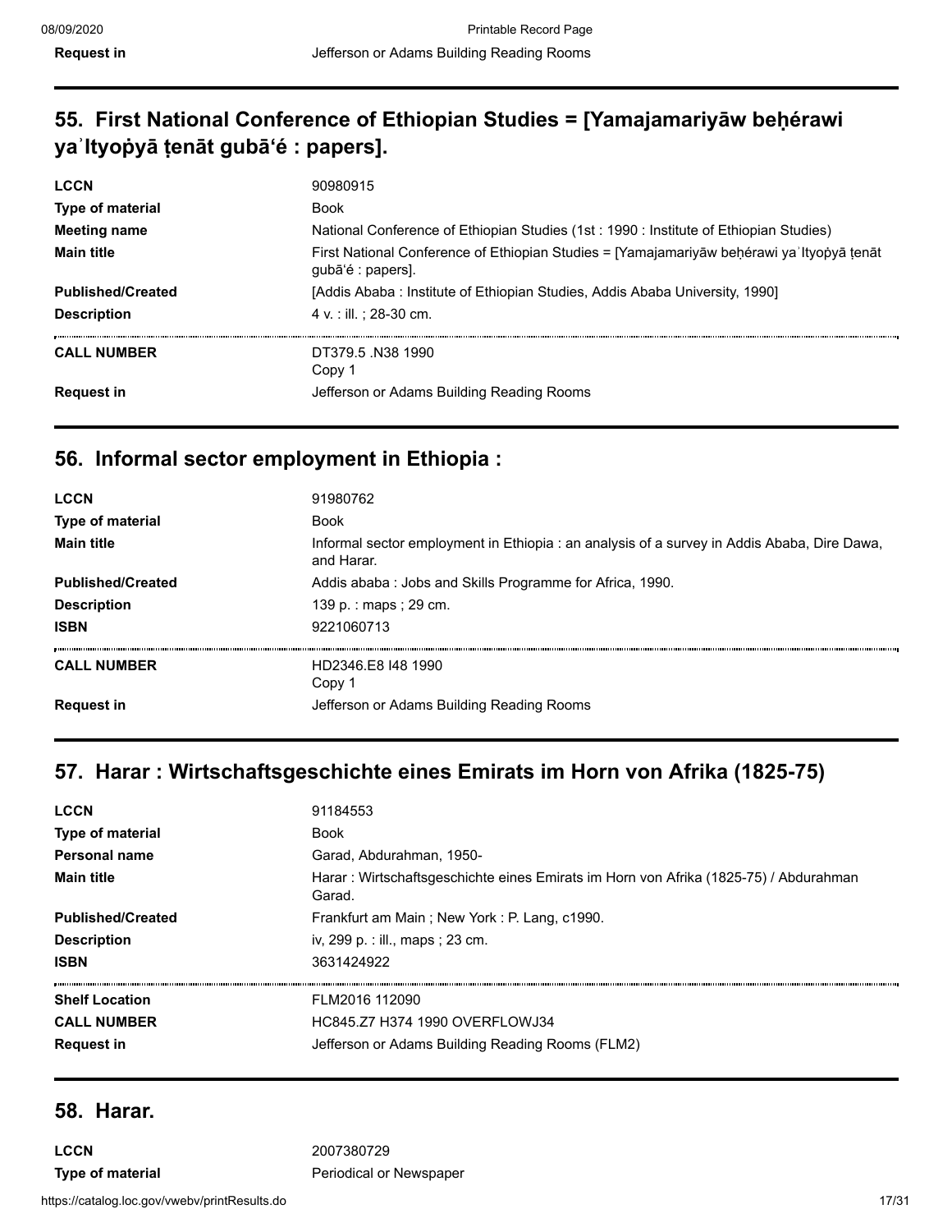| | |
|---|---|
| **Request in** | Jefferson or Adams Building Reading Rooms |

## 55. First National Conference of Ethiopian Studies = [Yamajamariyāw beḥérawi yaʾItyoṗyā ṭenāt gubāʻé : papers].

| | |
|---|---|
| **LCCN** | 90980915 |
| **Type of material** | Book |
| **Meeting name** | National Conference of Ethiopian Studies (1st : 1990 : Institute of Ethiopian Studies) |
| **Main title** | First National Conference of Ethiopian Studies = [Yamajamariyāw beḥérawi yaʾItyoṗyā ṭenāt gubāʻé : papers]. |
| **Published/Created** | [Addis Ababa : Institute of Ethiopian Studies, Addis Ababa University, 1990] |
| **Description** | 4 v. : ill. ; 28-30 cm. |
| **CALL NUMBER** | DT379.5 .N38 1990<br>Copy 1 |
| **Request in** | Jefferson or Adams Building Reading Rooms |

## 56. Informal sector employment in Ethiopia :

| | |
|---|---|
| **LCCN** | 91980762 |
| **Type of material** | Book |
| **Main title** | Informal sector employment in Ethiopia : an analysis of a survey in Addis Ababa, Dire Dawa, and Harar. |
| **Published/Created** | Addis ababa : Jobs and Skills Programme for Africa, 1990. |
| **Description** | 139 p. : maps ; 29 cm. |
| **ISBN** | 9221060713 |
| **CALL NUMBER** | HD2346.E8 I48 1990<br>Copy 1 |
| **Request in** | Jefferson or Adams Building Reading Rooms |

## 57. Harar : Wirtschaftsgeschichte eines Emirats im Horn von Afrika (1825-75)

| | |
|---|---|
| **LCCN** | 91184553 |
| **Type of material** | Book |
| **Personal name** | Garad, Abdurahman, 1950- |
| **Main title** | Harar : Wirtschaftsgeschichte eines Emirats im Horn von Afrika (1825-75) / Abdurahman Garad. |
| **Published/Created** | Frankfurt am Main ; New York : P. Lang, c1990. |
| **Description** | iv, 299 p. : ill., maps ; 23 cm. |
| **ISBN** | 3631424922 |
| **Shelf Location** | FLM2016 112090 |
| **CALL NUMBER** | HC845.Z7 H374 1990 OVERFLOWJ34 |
| **Request in** | Jefferson or Adams Building Reading Rooms (FLM2) |

## 58. Harar.

| | |
|---|---|
| **LCCN** | 2007380729 |
| **Type of material** | Periodical or Newspaper |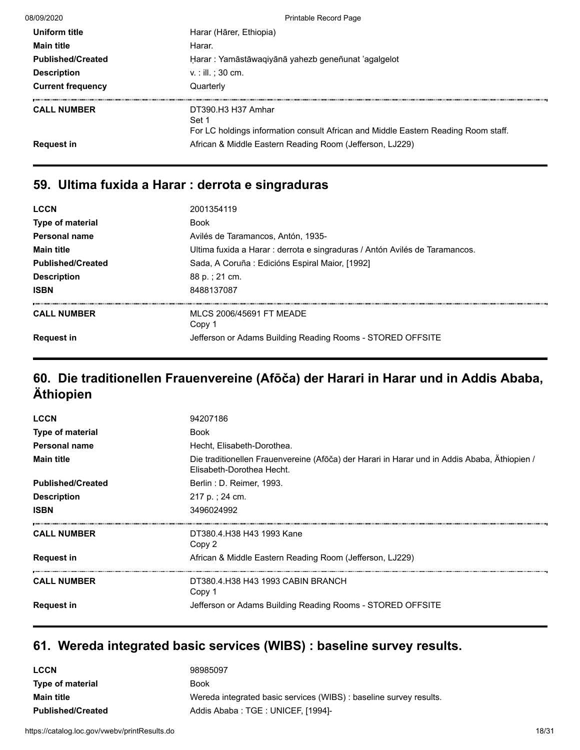| | |
|---|---|
| **Uniform title** | Harar (Hārer, Ethiopia) |
| **Main title** | Harar. |
| **Published/Created** | Ḥarar : Yamāstāwaqiyānā yahezb geneñunat 'agalgelot |
| **Description** | v. : ill. ; 30 cm. |
| **Current frequency** | Quarterly |
| **CALL NUMBER** | DT390.H3 H37 Amhar<br>Set 1<br>For LC holdings information consult African and Middle Eastern Reading Room staff. |
| **Request in** | African & Middle Eastern Reading Room (Jefferson, LJ229) |

## 59. Ultima fuxida a Harar : derrota e singraduras

| | |
|---|---|
| **LCCN** | 2001354119 |
| **Type of material** | Book |
| **Personal name** | Avilés de Taramancos, Antón, 1935- |
| **Main title** | Ultima fuxida a Harar : derrota e singraduras / Antón Avilés de Taramancos. |
| **Published/Created** | Sada, A Coruña : Edicións Espiral Maior, [1992] |
| **Description** | 88 p. ; 21 cm. |
| **ISBN** | 8488137087 |
| **CALL NUMBER** | MLCS 2006/45691 FT MEADE<br>Copy 1 |
| **Request in** | Jefferson or Adams Building Reading Rooms - STORED OFFSITE |

## 60. Die traditionellen Frauenvereine (Afōča) der Harari in Harar und in Addis Ababa, Äthiopien

| | |
|---|---|
| **LCCN** | 94207186 |
| **Type of material** | Book |
| **Personal name** | Hecht, Elisabeth-Dorothea. |
| **Main title** | Die traditionellen Frauenvereine (Afōča) der Harari in Harar und in Addis Ababa, Äthiopien / Elisabeth-Dorothea Hecht. |
| **Published/Created** | Berlin : D. Reimer, 1993. |
| **Description** | 217 p. ; 24 cm. |
| **ISBN** | 3496024992 |
| **CALL NUMBER** | DT380.4.H38 H43 1993 Kane<br>Copy 2 |
| **Request in** | African & Middle Eastern Reading Room (Jefferson, LJ229) |
| **CALL NUMBER** | DT380.4.H38 H43 1993 CABIN BRANCH<br>Copy 1 |
| **Request in** | Jefferson or Adams Building Reading Rooms - STORED OFFSITE |

## 61. Wereda integrated basic services (WIBS) : baseline survey results.

| | |
|---|---|
| **LCCN** | 98985097 |
| **Type of material** | Book |
| **Main title** | Wereda integrated basic services (WIBS) : baseline survey results. |
| **Published/Created** | Addis Ababa : TGE : UNICEF, [1994]- |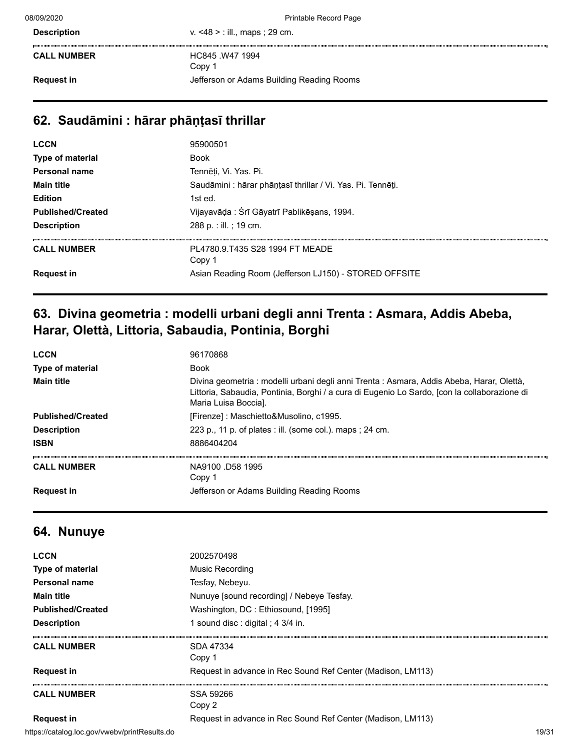| | |
|---|---|
| **Description** | v. <48 > : ill., maps ; 29 cm. |
| **CALL NUMBER** | HC845 .W47 1994<br>Copy 1 |
| **Request in** | Jefferson or Adams Building Reading Rooms |

## 62. Saudāmini : hārar phāṇṭasī thrillar

| | |
|---|---|
| **LCCN** | 95900501 |
| **Type of material** | Book |
| **Personal name** | Tennēṭi, Vi. Yas. Pi. |
| **Main title** | Saudāmini : hārar phāṇṭasī thrillar / Vi. Yas. Pi. Tennēṭi. |
| **Edition** | 1st ed. |
| **Published/Created** | Vijayavāḍa : Śrī Gāyatrī Pablikēṣans, 1994. |
| **Description** | 288 p. : ill. ; 19 cm. |
| **CALL NUMBER** | PL4780.9.T435 S28 1994 FT MEADE<br>Copy 1 |
| **Request in** | Asian Reading Room (Jefferson LJ150) - STORED OFFSITE |

## 63. Divina geometria : modelli urbani degli anni Trenta : Asmara, Addis Abeba, Harar, Olettà, Littoria, Sabaudia, Pontinia, Borghi

| | |
|---|---|
| **LCCN** | 96170868 |
| **Type of material** | Book |
| **Main title** | Divina geometria : modelli urbani degli anni Trenta : Asmara, Addis Abeba, Harar, Olettà, Littoria, Sabaudia, Pontinia, Borghi / a cura di Eugenio Lo Sardo, [con la collaborazione di Maria Luisa Boccia]. |
| **Published/Created** | [Firenze] : Maschietto&Musolino, c1995. |
| **Description** | 223 p., 11 p. of plates : ill. (some col.). maps ; 24 cm. |
| **ISBN** | 8886404204 |
| **CALL NUMBER** | NA9100 .D58 1995<br>Copy 1 |
| **Request in** | Jefferson or Adams Building Reading Rooms |

## 64. Nunuye

| | |
|---|---|
| **LCCN** | 2002570498 |
| **Type of material** | Music Recording |
| **Personal name** | Tesfay, Nebeyu. |
| **Main title** | Nunuye [sound recording] / Nebeye Tesfay. |
| **Published/Created** | Washington, DC : Ethiosound, [1995] |
| **Description** | 1 sound disc : digital ; 4 3/4 in. |
| **CALL NUMBER** | SDA 47334<br>Copy 1 |
| **Request in** | Request in advance in Rec Sound Ref Center (Madison, LM113) |
| **CALL NUMBER** | SSA 59266<br>Copy 2 |
| **Request in** | Request in advance in Rec Sound Ref Center (Madison, LM113) |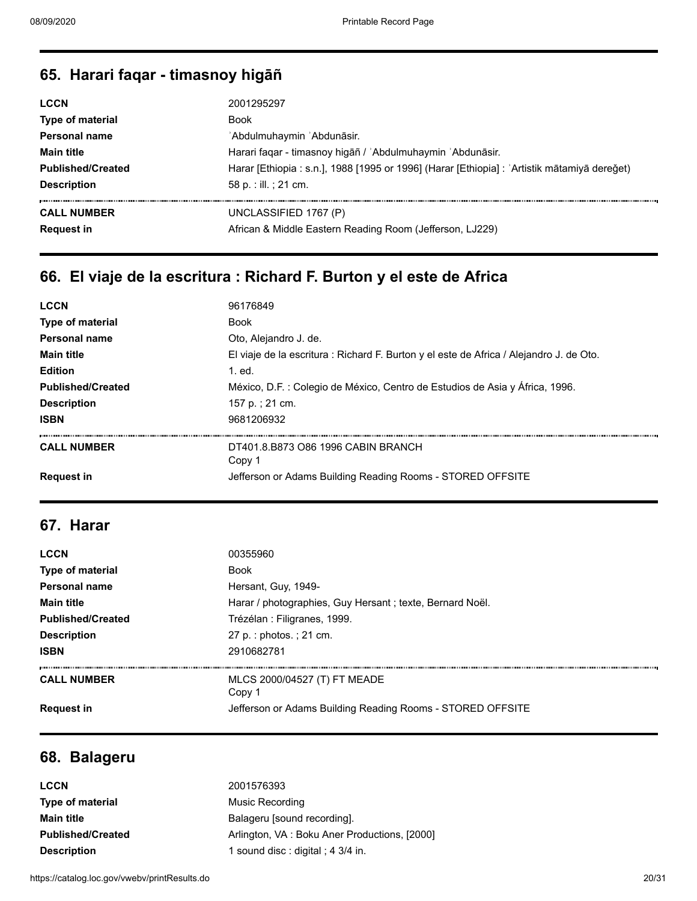## 65. Harari faqar - timasnoy higāñ

| | |
|---|---|
| **LCCN** | 2001295297 |
| **Type of material** | Book |
| **Personal name** | ʾAbdulmuhaymin ʿAbdunāsir. |
| **Main title** | Harari faqar - timasnoy higāñ / ʾAbdulmuhaymin ʿAbdunāsir. |
| **Published/Created** | Harar [Ethiopia : s.n.], 1988 [1995 or 1996] (Harar [Ethiopia] : ʾArtistik mātamiyā dereğet) |
| **Description** | 58 p. : ill. ; 21 cm. |
| **CALL NUMBER** | UNCLASSIFIED 1767 (P) |
| **Request in** | African & Middle Eastern Reading Room (Jefferson, LJ229) |

## 66. El viaje de la escritura : Richard F. Burton y el este de Africa

| | |
|---|---|
| **LCCN** | 96176849 |
| **Type of material** | Book |
| **Personal name** | Oto, Alejandro J. de. |
| **Main title** | El viaje de la escritura : Richard F. Burton y el este de Africa / Alejandro J. de Oto. |
| **Edition** | 1. ed. |
| **Published/Created** | México, D.F. : Colegio de México, Centro de Estudios de Asia y África, 1996. |
| **Description** | 157 p. ; 21 cm. |
| **ISBN** | 9681206932 |
| **CALL NUMBER** | DT401.8.B873 O86 1996 CABIN BRANCH<br>Copy 1 |
| **Request in** | Jefferson or Adams Building Reading Rooms - STORED OFFSITE |

## 67. Harar

| | |
|---|---|
| **LCCN** | 00355960 |
| **Type of material** | Book |
| **Personal name** | Hersant, Guy, 1949- |
| **Main title** | Harar / photographies, Guy Hersant ; texte, Bernard Noël. |
| **Published/Created** | Trézélan : Filigranes, 1999. |
| **Description** | 27 p. : photos. ; 21 cm. |
| **ISBN** | 2910682781 |
| **CALL NUMBER** | MLCS 2000/04527 (T) FT MEADE<br>Copy 1 |
| **Request in** | Jefferson or Adams Building Reading Rooms - STORED OFFSITE |

## 68. Balageru

| | |
|---|---|
| **LCCN** | 2001576393 |
| **Type of material** | Music Recording |
| **Main title** | Balageru [sound recording]. |
| **Published/Created** | Arlington, VA : Boku Aner Productions, [2000] |
| **Description** | 1 sound disc : digital ; 4 3/4 in. |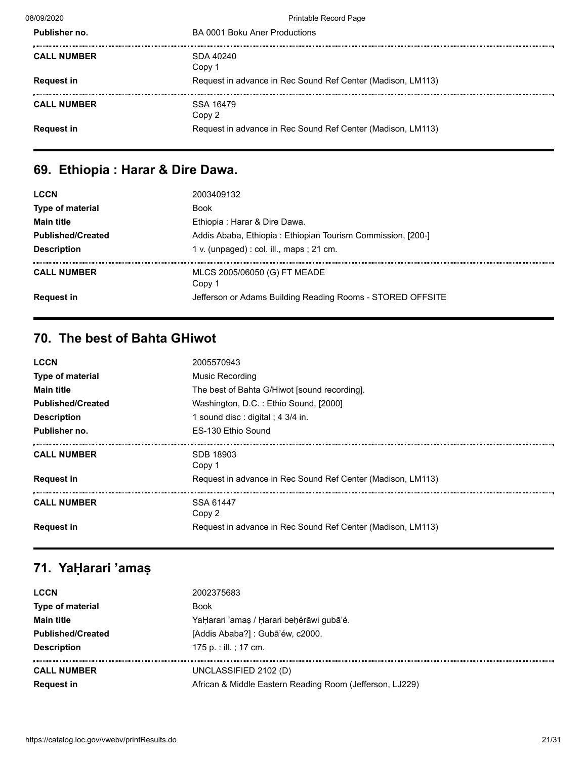| | |
|---|---|
| **Publisher no.** | BA 0001 Boku Aner Productions |
| **CALL NUMBER** | SDA 40240<br>Copy 1 |
| **Request in** | Request in advance in Rec Sound Ref Center (Madison, LM113) |
| **CALL NUMBER** | SSA 16479<br>Copy 2 |
| **Request in** | Request in advance in Rec Sound Ref Center (Madison, LM113) |

## 69. Ethiopia : Harar & Dire Dawa.

| | |
|---|---|
| **LCCN** | 2003409132 |
| **Type of material** | Book |
| **Main title** | Ethiopia : Harar & Dire Dawa. |
| **Published/Created** | Addis Ababa, Ethiopia : Ethiopian Tourism Commission, [200-] |
| **Description** | 1 v. (unpaged) : col. ill., maps ; 21 cm. |
| **CALL NUMBER** | MLCS 2005/06050 (G) FT MEADE<br>Copy 1 |
| **Request in** | Jefferson or Adams Building Reading Rooms - STORED OFFSITE |

## 70. The best of Bahta GHiwot

| | |
|---|---|
| **LCCN** | 2005570943 |
| **Type of material** | Music Recording |
| **Main title** | The best of Bahta G/Hiwot [sound recording]. |
| **Published/Created** | Washington, D.C. : Ethio Sound, [2000] |
| **Description** | 1 sound disc : digital ; 4 3/4 in. |
| **Publisher no.** | ES-130 Ethio Sound |
| **CALL NUMBER** | SDB 18903<br>Copy 1 |
| **Request in** | Request in advance in Rec Sound Ref Center (Madison, LM113) |
| **CALL NUMBER** | SSA 61447<br>Copy 2 |
| **Request in** | Request in advance in Rec Sound Ref Center (Madison, LM113) |

## 71. YaḤarari ʼamaṣ

| | |
|---|---|
| **LCCN** | 2002375683 |
| **Type of material** | Book |
| **Main title** | YaḤarari ʼamaṣ / Ḥarari beḥérāwi gubāʼé. |
| **Published/Created** | [Addis Ababa?] : Gubāʼéw, c2000. |
| **Description** | 175 p. : ill. ; 17 cm. |
| **CALL NUMBER** | UNCLASSIFIED 2102 (D) |
| **Request in** | African & Middle Eastern Reading Room (Jefferson, LJ229) |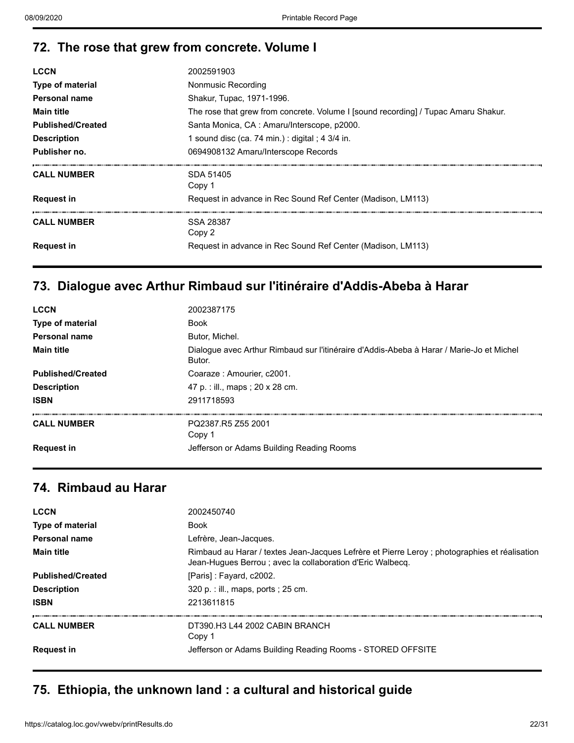## 72. The rose that grew from concrete. Volume I

| | |
|---|---|
| **LCCN** | 2002591903 |
| **Type of material** | Nonmusic Recording |
| **Personal name** | Shakur, Tupac, 1971-1996. |
| **Main title** | The rose that grew from concrete. Volume I [sound recording] / Tupac Amaru Shakur. |
| **Published/Created** | Santa Monica, CA : Amaru/Interscope, p2000. |
| **Description** | 1 sound disc (ca. 74 min.) : digital ; 4 3/4 in. |
| **Publisher no.** | 0694908132 Amaru/Interscope Records |
| **CALL NUMBER** | SDA 51405<br>Copy 1 |
| **Request in** | Request in advance in Rec Sound Ref Center (Madison, LM113) |
| **CALL NUMBER** | SSA 28387<br>Copy 2 |
| **Request in** | Request in advance in Rec Sound Ref Center (Madison, LM113) |

## 73. Dialogue avec Arthur Rimbaud sur l'itinéraire d'Addis-Abeba à Harar

| | |
|---|---|
| **LCCN** | 2002387175 |
| **Type of material** | Book |
| **Personal name** | Butor, Michel. |
| **Main title** | Dialogue avec Arthur Rimbaud sur l'itinéraire d'Addis-Abeba à Harar / Marie-Jo et Michel Butor. |
| **Published/Created** | Coaraze : Amourier, c2001. |
| **Description** | 47 p. : ill., maps ; 20 x 28 cm. |
| **ISBN** | 2911718593 |
| **CALL NUMBER** | PQ2387.R5 Z55 2001<br>Copy 1 |
| **Request in** | Jefferson or Adams Building Reading Rooms |

## 74. Rimbaud au Harar

| | |
|---|---|
| **LCCN** | 2002450740 |
| **Type of material** | Book |
| **Personal name** | Lefrère, Jean-Jacques. |
| **Main title** | Rimbaud au Harar / textes Jean-Jacques Lefrère et Pierre Leroy ; photographies et réalisation Jean-Hugues Berrou ; avec la collaboration d'Eric Walbecq. |
| **Published/Created** | [Paris] : Fayard, c2002. |
| **Description** | 320 p. : ill., maps, ports ; 25 cm. |
| **ISBN** | 2213611815 |
| **CALL NUMBER** | DT390.H3 L44 2002 CABIN BRANCH<br>Copy 1 |
| **Request in** | Jefferson or Adams Building Reading Rooms - STORED OFFSITE |

## 75. Ethiopia, the unknown land : a cultural and historical guide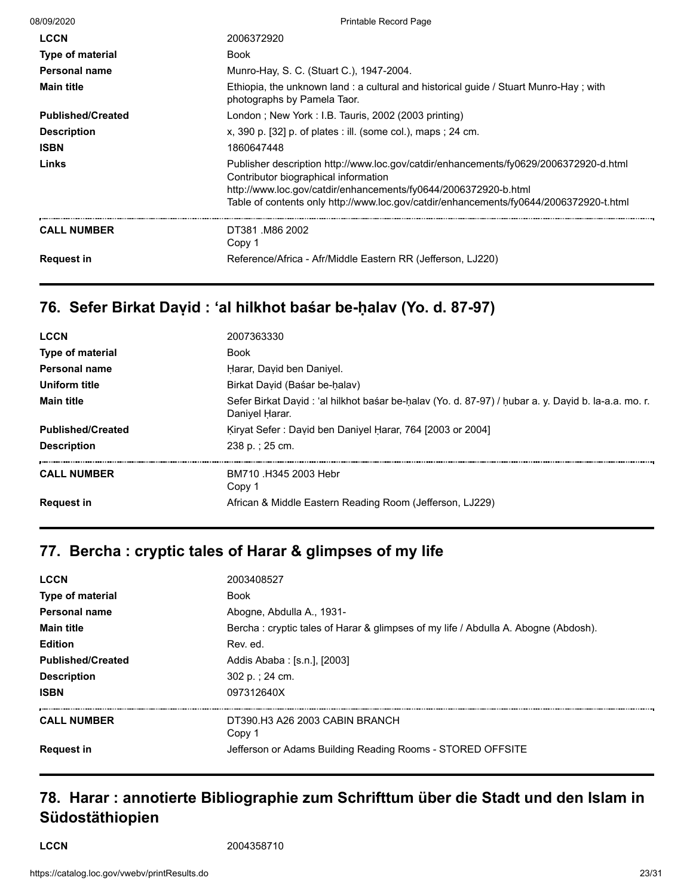| | |
|---|---|
| **LCCN** | 2006372920 |
| **Type of material** | Book |
| **Personal name** | Munro-Hay, S. C. (Stuart C.), 1947-2004. |
| **Main title** | Ethiopia, the unknown land : a cultural and historical guide / Stuart Munro-Hay ; with photographs by Pamela Taor. |
| **Published/Created** | London ; New York : I.B. Tauris, 2002 (2003 printing) |
| **Description** | x, 390 p. [32] p. of plates : ill. (some col.), maps ; 24 cm. |
| **ISBN** | 1860647448 |
| **Links** | Publisher description http://www.loc.gov/catdir/enhancements/fy0629/2006372920-d.html Contributor biographical information http://www.loc.gov/catdir/enhancements/fy0644/2006372920-b.html Table of contents only http://www.loc.gov/catdir/enhancements/fy0644/2006372920-t.html |
| **CALL NUMBER** | DT381 .M86 2002 Copy 1 |
| **Request in** | Reference/Africa - Afr/Middle Eastern RR (Jefferson, LJ220) |

## 76. Sefer Birkat Daṿid : ʻal hilkhot baśar be-ḥalav (Yo. d. 87-97)

| | |
|---|---|
| **LCCN** | 2007363330 |
| **Type of material** | Book |
| **Personal name** | Ḥarar, Daṿid ben Daniyel. |
| **Uniform title** | Birkat Daṿid (Baśar be-ḥalav) |
| **Main title** | Sefer Birkat Daṿid : ʻal hilkhot baśar be-ḥalav (Yo. d. 87-97) / ḥubar a. y. Daṿid b. la-a.a. mo. r. Daniyel Ḥarar. |
| **Published/Created** | Ḳiryat Sefer : Daṿid ben Daniyel Ḥarar, 764 [2003 or 2004] |
| **Description** | 238 p. ; 25 cm. |
| **CALL NUMBER** | BM710 .H345 2003 Hebr Copy 1 |
| **Request in** | African & Middle Eastern Reading Room (Jefferson, LJ229) |

## 77. Bercha : cryptic tales of Harar & glimpses of my life

| | |
|---|---|
| **LCCN** | 2003408527 |
| **Type of material** | Book |
| **Personal name** | Abogne, Abdulla A., 1931- |
| **Main title** | Bercha : cryptic tales of Harar & glimpses of my life / Abdulla A. Abogne (Abdosh). |
| **Edition** | Rev. ed. |
| **Published/Created** | Addis Ababa : [s.n.], [2003] |
| **Description** | 302 p. ; 24 cm. |
| **ISBN** | 097312640X |
| **CALL NUMBER** | DT390.H3 A26 2003 CABIN BRANCH Copy 1 |
| **Request in** | Jefferson or Adams Building Reading Rooms - STORED OFFSITE |

## 78. Harar : annotierte Bibliographie zum Schrifttum über die Stadt und den Islam in Südostäthiopien

| | |
|---|---|
| **LCCN** | 2004358710 |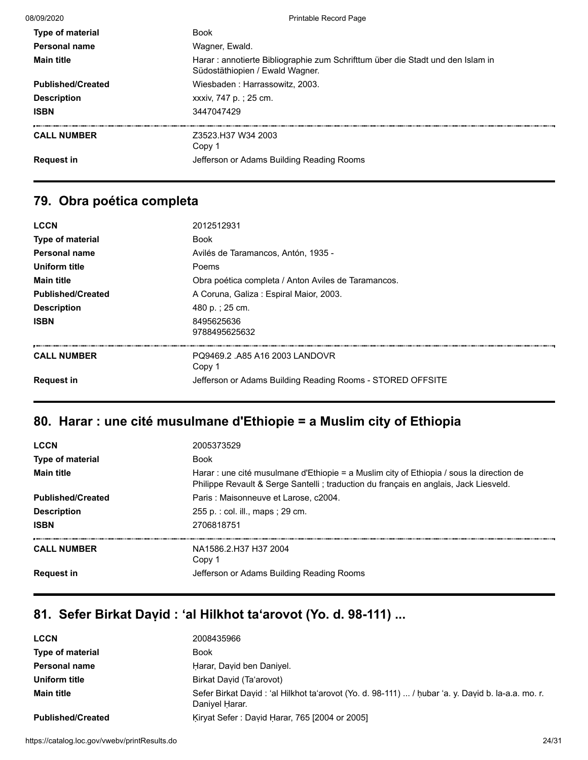| | |
|---|---|
| **Type of material** | Book |
| **Personal name** | Wagner, Ewald. |
| **Main title** | Harar : annotierte Bibliographie zum Schrifttum über die Stadt und den Islam in Südostäthiopien / Ewald Wagner. |
| **Published/Created** | Wiesbaden : Harrassowitz, 2003. |
| **Description** | xxxiv, 747 p. ; 25 cm. |
| **ISBN** | 3447047429 |
| **CALL NUMBER** | Z3523.H37 W34 2003<br>Copy 1 |
| **Request in** | Jefferson or Adams Building Reading Rooms |

## 79. Obra poética completa

| | |
|---|---|
| **LCCN** | 2012512931 |
| **Type of material** | Book |
| **Personal name** | Avilés de Taramancos, Antón, 1935 - |
| **Uniform title** | Poems |
| **Main title** | Obra poética completa / Anton Aviles de Taramancos. |
| **Published/Created** | A Coruna, Galiza : Espiral Maior, 2003. |
| **Description** | 480 p. ; 25 cm. |
| **ISBN** | 8495625636<br>9788495625632 |
| **CALL NUMBER** | PQ9469.2 .A85 A16 2003 LANDOVR<br>Copy 1 |
| **Request in** | Jefferson or Adams Building Reading Rooms - STORED OFFSITE |

## 80. Harar : une cité musulmane d'Ethiopie = a Muslim city of Ethiopia

| | |
|---|---|
| **LCCN** | 2005373529 |
| **Type of material** | Book |
| **Main title** | Harar : une cité musulmane d'Ethiopie = a Muslim city of Ethiopia / sous la direction de Philippe Revault & Serge Santelli ; traduction du français en anglais, Jack Liesveld. |
| **Published/Created** | Paris : Maisonneuve et Larose, c2004. |
| **Description** | 255 p. : col. ill., maps ; 29 cm. |
| **ISBN** | 2706818751 |
| **CALL NUMBER** | NA1586.2.H37 H37 2004<br>Copy 1 |
| **Request in** | Jefferson or Adams Building Reading Rooms |

## 81. Sefer Birkat Daṿid : ʻal Hilkhot taʻarovot (Yo. d. 98-111) ...

| | |
|---|---|
| **LCCN** | 2008435966 |
| **Type of material** | Book |
| **Personal name** | Ḥarar, Daṿid ben Daniyel. |
| **Uniform title** | Birkat Daṿid (Taʻarovot) |
| **Main title** | Sefer Birkat Daṿid : ʻal Hilkhot taʻarovot (Yo. d. 98-111) ... / ḥubar ʻa. y. Daṿid b. la-a.a. mo. r. Daniyel Ḥarar. |
| **Published/Created** | Ḳiryat Sefer : Daṿid Ḥarar, 765 [2004 or 2005] |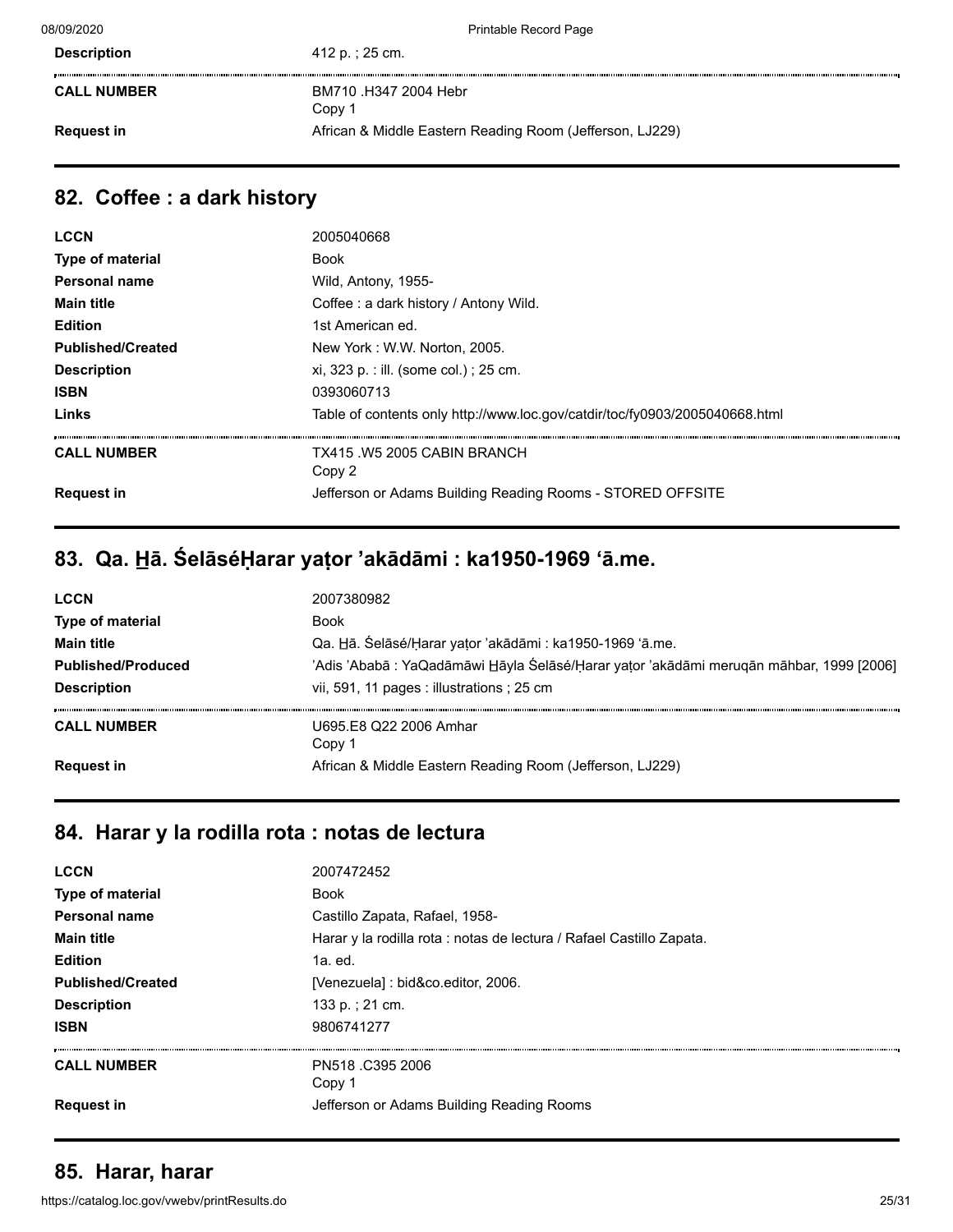| | |
|---|---|
| **Description** | 412 p. ; 25 cm. |
| **CALL NUMBER** | BM710 .H347 2004 Hebr<br>Copy 1 |
| **Request in** | African & Middle Eastern Reading Room (Jefferson, LJ229) |

## 82. Coffee : a dark history

| | |
|---|---|
| **LCCN** | 2005040668 |
| **Type of material** | Book |
| **Personal name** | Wild, Antony, 1955- |
| **Main title** | Coffee : a dark history / Antony Wild. |
| **Edition** | 1st American ed. |
| **Published/Created** | New York : W.W. Norton, 2005. |
| **Description** | xi, 323 p. : ill. (some col.) ; 25 cm. |
| **ISBN** | 0393060713 |
| **Links** | Table of contents only http://www.loc.gov/catdir/toc/fy0903/2005040668.html |
| **CALL NUMBER** | TX415 .W5 2005 CABIN BRANCH<br>Copy 2 |
| **Request in** | Jefferson or Adams Building Reading Rooms - STORED OFFSITE |

## 83. Qa. Ḫā. ŚelāséḤarar yaṭor ʼakādāmi : ka1950-1969 ʻā.me.

| | |
|---|---|
| **LCCN** | 2007380982 |
| **Type of material** | Book |
| **Main title** | Qa. Ḫā. Śelāsé/Ḥarar yaṭor ʼakādāmi : ka1950-1969 ʻā.me. |
| **Published/Produced** | ʼAdis ʼAbabā : YaQadāmāwi Ḫāyla Śelāsé/Ḥarar yaṭor ʼakādāmi meruqān māhbar, 1999 [2006] |
| **Description** | vii, 591, 11 pages : illustrations ; 25 cm |
| **CALL NUMBER** | U695.E8 Q22 2006 Amhar<br>Copy 1 |
| **Request in** | African & Middle Eastern Reading Room (Jefferson, LJ229) |

## 84. Harar y la rodilla rota : notas de lectura

| | |
|---|---|
| **LCCN** | 2007472452 |
| **Type of material** | Book |
| **Personal name** | Castillo Zapata, Rafael, 1958- |
| **Main title** | Harar y la rodilla rota : notas de lectura / Rafael Castillo Zapata. |
| **Edition** | 1a. ed. |
| **Published/Created** | [Venezuela] : bid&co.editor, 2006. |
| **Description** | 133 p. ; 21 cm. |
| **ISBN** | 9806741277 |
| **CALL NUMBER** | PN518 .C395 2006<br>Copy 1 |
| **Request in** | Jefferson or Adams Building Reading Rooms |

## 85. Harar, harar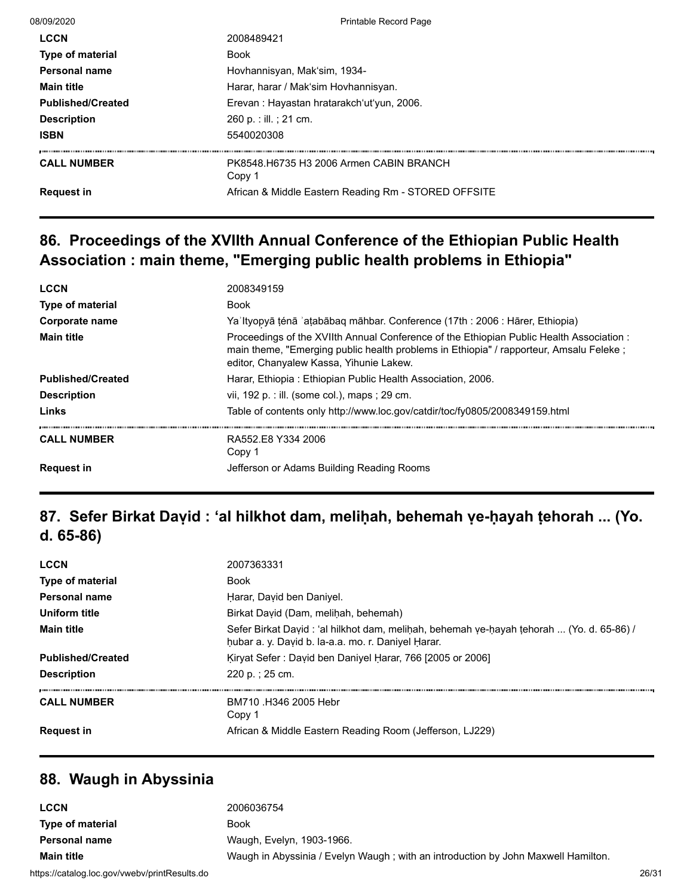| | |
|---|---|
| **LCCN** | 2008489421 |
| **Type of material** | Book |
| **Personal name** | Hovhannisyan, Makʻsim, 1934- |
| **Main title** | Harar, harar / Makʻsim Hovhannisyan. |
| **Published/Created** | Erevan : Hayastan hratarakchʻutʻyun, 2006. |
| **Description** | 260 p. : ill. ; 21 cm. |
| **ISBN** | 5540020308 |
| **CALL NUMBER** | PK8548.H6735 H3 2006 Armen CABIN BRANCH<br>Copy 1 |
| **Request in** | African & Middle Eastern Reading Rm - STORED OFFSITE |

## 86. Proceedings of the XVIIth Annual Conference of the Ethiopian Public Health Association : main theme, "Emerging public health problems in Ethiopia"

| | |
|---|---|
| **LCCN** | 2008349159 |
| **Type of material** | Book |
| **Corporate name** | Yaʼltyopyā ṭénā ʼaṭabābaq māhbar. Conference (17th : 2006 : Hārer, Ethiopia) |
| **Main title** | Proceedings of the XVIIth Annual Conference of the Ethiopian Public Health Association : main theme, "Emerging public health problems in Ethiopia" / rapporteur, Amsalu Feleke ; editor, Chanyalew Kassa, Yihunie Lakew. |
| **Published/Created** | Harar, Ethiopia : Ethiopian Public Health Association, 2006. |
| **Description** | vii, 192 p. : ill. (some col.), maps ; 29 cm. |
| **Links** | Table of contents only http://www.loc.gov/catdir/toc/fy0805/2008349159.html |
| **CALL NUMBER** | RA552.E8 Y334 2006<br>Copy 1 |
| **Request in** | Jefferson or Adams Building Reading Rooms |

## 87. Sefer Birkat Daṿid : ʻal hilkhot dam, meliḥah, behemah ṿe-ḥayah ṭehorah ... (Yo. d. 65-86)

| | |
|---|---|
| **LCCN** | 2007363331 |
| **Type of material** | Book |
| **Personal name** | Ḥarar, Daṿid ben Daniyel. |
| **Uniform title** | Birkat Daṿid (Dam, meliḥah, behemah) |
| **Main title** | Sefer Birkat Daṿid : ʻal hilkhot dam, meliḥah, behemah ṿe-ḥayah ṭehorah ... (Yo. d. 65-86) / ḥubar a. y. Daṿid b. la-a.a. mo. r. Daniyel Ḥarar. |
| **Published/Created** | Ḳiryat Sefer : Daṿid ben Daniyel Ḥarar, 766 [2005 or 2006] |
| **Description** | 220 p. ; 25 cm. |
| **CALL NUMBER** | BM710 .H346 2005 Hebr<br>Copy 1 |
| **Request in** | African & Middle Eastern Reading Room (Jefferson, LJ229) |

## 88. Waugh in Abyssinia

| | |
|---|---|
| **LCCN** | 2006036754 |
| **Type of material** | Book |
| **Personal name** | Waugh, Evelyn, 1903-1966. |
| **Main title** | Waugh in Abyssinia / Evelyn Waugh ; with an introduction by John Maxwell Hamilton. |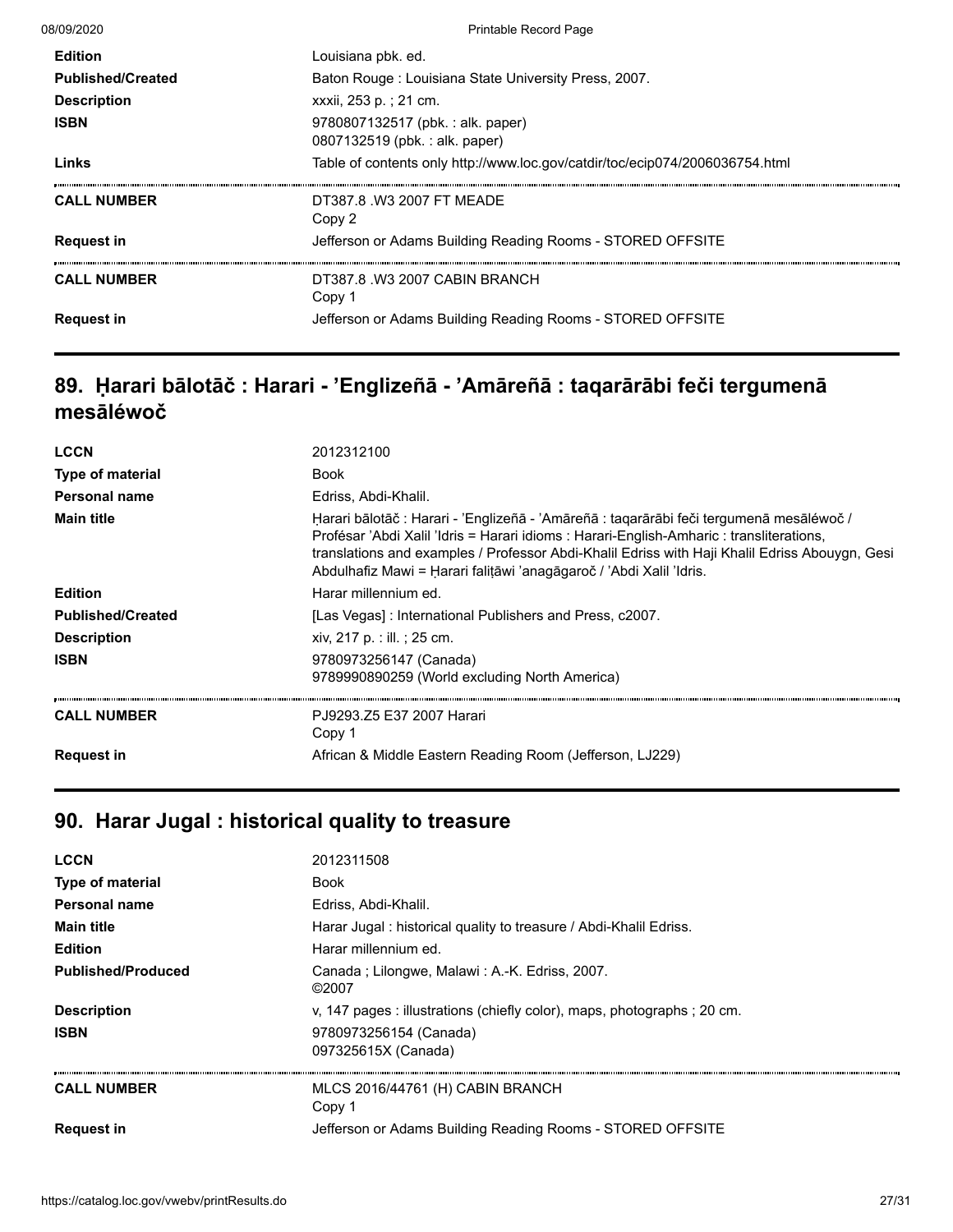| | |
|---|---|
| **Edition** | Louisiana pbk. ed. |
| **Published/Created** | Baton Rouge : Louisiana State University Press, 2007. |
| **Description** | xxxii, 253 p. ; 21 cm. |
| **ISBN** | 9780807132517 (pbk. : alk. paper)<br>0807132519 (pbk. : alk. paper) |
| **Links** | Table of contents only http://www.loc.gov/catdir/toc/ecip074/2006036754.html |

| | |
|---|---|
| **CALL NUMBER** | DT387.8 .W3 2007 FT MEADE<br>Copy 2 |
| **Request in** | Jefferson or Adams Building Reading Rooms - STORED OFFSITE |

| | |
|---|---|
| **CALL NUMBER** | DT387.8 .W3 2007 CABIN BRANCH<br>Copy 1 |
| **Request in** | Jefferson or Adams Building Reading Rooms - STORED OFFSITE |

## 89. Ḥarari bālotāč : Harari - ʼEnglizeñā - ʼAmāreñā : taqarārābi feči tergumenā mesāléwoč

| | |
|---|---|
| **LCCN** | 2012312100 |
| **Type of material** | Book |
| **Personal name** | Edriss, Abdi-Khalil. |
| **Main title** | Ḥarari bālotāč : Harari - ʼEnglizeñā - ʼAmāreñā : taqarārābi feči tergumenā mesāléwoč / Profésar ʼAbdi Xalil ʼIdris = Harari idioms : Harari-English-Amharic : transliterations, translations and examples / Professor Abdi-Khalil Edriss with Haji Khalil Edriss Abouygn, Gesi Abdulhafiz Mawi = Ḥarari faliṭāwi ʼanagāgaroč / ʼAbdi Xalil ʼIdris. |
| **Edition** | Harar millennium ed. |
| **Published/Created** | [Las Vegas] : International Publishers and Press, c2007. |
| **Description** | xiv, 217 p. : ill. ; 25 cm. |
| **ISBN** | 9780973256147 (Canada)<br>9789990890259 (World excluding North America) |

| | |
|---|---|
| **CALL NUMBER** | PJ9293.Z5 E37 2007 Harari<br>Copy 1 |
| **Request in** | African & Middle Eastern Reading Room (Jefferson, LJ229) |

## 90. Harar Jugal : historical quality to treasure

| | |
|---|---|
| **LCCN** | 2012311508 |
| **Type of material** | Book |
| **Personal name** | Edriss, Abdi-Khalil. |
| **Main title** | Harar Jugal : historical quality to treasure / Abdi-Khalil Edriss. |
| **Edition** | Harar millennium ed. |
| **Published/Produced** | Canada ; Lilongwe, Malawi : A.-K. Edriss, 2007.<br>©2007 |
| **Description** | v, 147 pages : illustrations (chiefly color), maps, photographs ; 20 cm. |
| **ISBN** | 9780973256154 (Canada)<br>097325615X (Canada) |

| | |
|---|---|
| **CALL NUMBER** | MLCS 2016/44761 (H) CABIN BRANCH<br>Copy 1 |
| **Request in** | Jefferson or Adams Building Reading Rooms - STORED OFFSITE |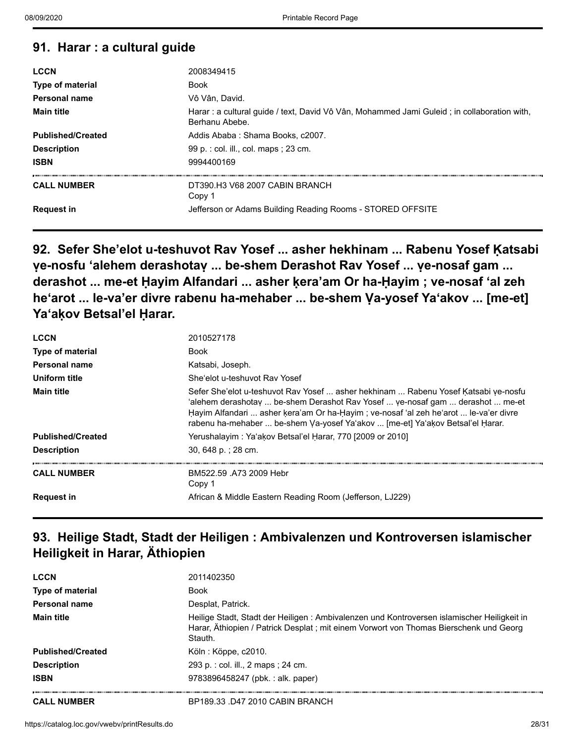## 91. Harar : a cultural guide

| | |
|---|---|
| **LCCN** | 2008349415 |
| **Type of material** | Book |
| **Personal name** | Vô Vân, David. |
| **Main title** | Harar : a cultural guide / text, David Vô Vân, Mohammed Jami Guleid ; in collaboration with, Berhanu Abebe. |
| **Published/Created** | Addis Ababa : Shama Books, c2007. |
| **Description** | 99 p. : col. ill., col. maps ; 23 cm. |
| **ISBN** | 9994400169 |
| **CALL NUMBER** | DT390.H3 V68 2007 CABIN BRANCH<br>Copy 1 |
| **Request in** | Jefferson or Adams Building Reading Rooms - STORED OFFSITE |

## 92. Sefer She'elot u-teshuvot Rav Yosef ... asher hekhinam ... Rabenu Yosef Ḳatsabi ṿe-nosfu 'alehem derashotaṿ ... be-shem Derashot Rav Yosef ... ṿe-nosaf gam ... derashot ... me-et Ḥayim Alfandari ... asher ḳera'am Or ha-Ḥayim ; ve-nosaf 'al zeh he'arot ... le-va'er divre rabenu ha-mehaber ... be-shem Ṿa-yosef Ya'akov ... [me-et] Ya'aḳov Betsal'el Ḥarar.

| | |
|---|---|
| **LCCN** | 2010527178 |
| **Type of material** | Book |
| **Personal name** | Katsabi, Joseph. |
| **Uniform title** | She'elot u-teshuvot Rav Yosef |
| **Main title** | Sefer She'elot u-teshuvot Rav Yosef ... asher hekhinam ... Rabenu Yosef Ḳatsabi ṿe-nosfu 'alehem derashotaṿ ... be-shem Derashot Rav Yosef ... ṿe-nosaf gam ... derashot ... me-et Ḥayim Alfandari ... asher ḳera'am Or ha-Ḥayim ; ve-nosaf 'al zeh he'arot ... le-va'er divre rabenu ha-mehaber ... be-shem Ṿa-yosef Ya'akov ... [me-et] Ya'aḳov Betsal'el Ḥarar. |
| **Published/Created** | Yerushalayim : Ya'aḳov Betsal'el Ḥarar, 770 [2009 or 2010] |
| **Description** | 30, 648 p. ; 28 cm. |
| **CALL NUMBER** | BM522.59 .A73 2009 Hebr<br>Copy 1 |
| **Request in** | African & Middle Eastern Reading Room (Jefferson, LJ229) |

## 93. Heilige Stadt, Stadt der Heiligen : Ambivalenzen und Kontroversen islamischer Heiligkeit in Harar, Äthiopien

| | |
|---|---|
| **LCCN** | 2011402350 |
| **Type of material** | Book |
| **Personal name** | Desplat, Patrick. |
| **Main title** | Heilige Stadt, Stadt der Heiligen : Ambivalenzen und Kontroversen islamischer Heiligkeit in Harar, Äthiopien / Patrick Desplat ; mit einem Vorwort von Thomas Bierschenk und Georg Stauth. |
| **Published/Created** | Köln : Köppe, c2010. |
| **Description** | 293 p. : col. ill., 2 maps ; 24 cm. |
| **ISBN** | 9783896458247 (pbk. : alk. paper) |
| **CALL NUMBER** | BP189.33 .D47 2010 CABIN BRANCH |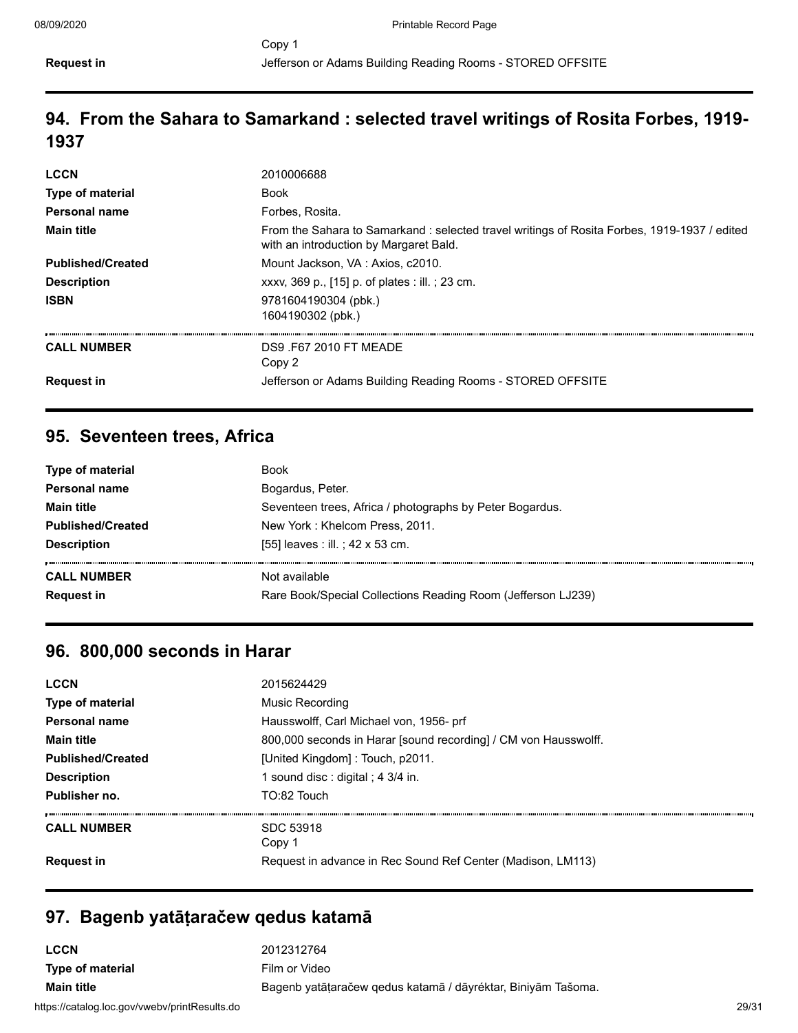| | |
|---|---|
| | Copy 1 |
| **Request in** | Jefferson or Adams Building Reading Rooms - STORED OFFSITE |

## 94. From the Sahara to Samarkand : selected travel writings of Rosita Forbes, 1919-1937

| | |
|---|---|
| **LCCN** | 2010006688 |
| **Type of material** | Book |
| **Personal name** | Forbes, Rosita. |
| **Main title** | From the Sahara to Samarkand : selected travel writings of Rosita Forbes, 1919-1937 / edited with an introduction by Margaret Bald. |
| **Published/Created** | Mount Jackson, VA : Axios, c2010. |
| **Description** | xxxv, 369 p., [15] p. of plates : ill. ; 23 cm. |
| **ISBN** | 9781604190304 (pbk.)<br>1604190302 (pbk.) |
| **CALL NUMBER** | DS9 .F67 2010 FT MEADE<br>Copy 2 |
| **Request in** | Jefferson or Adams Building Reading Rooms - STORED OFFSITE |

## 95. Seventeen trees, Africa

| | |
|---|---|
| **Type of material** | Book |
| **Personal name** | Bogardus, Peter. |
| **Main title** | Seventeen trees, Africa / photographs by Peter Bogardus. |
| **Published/Created** | New York : Khelcom Press, 2011. |
| **Description** | [55] leaves : ill. ; 42 x 53 cm. |
| **CALL NUMBER** | Not available |
| **Request in** | Rare Book/Special Collections Reading Room (Jefferson LJ239) |

## 96. 800,000 seconds in Harar

| | |
|---|---|
| **LCCN** | 2015624429 |
| **Type of material** | Music Recording |
| **Personal name** | Hausswolff, Carl Michael von, 1956- prf |
| **Main title** | 800,000 seconds in Harar [sound recording] / CM von Hausswolff. |
| **Published/Created** | [United Kingdom] : Touch, p2011. |
| **Description** | 1 sound disc : digital ; 4 3/4 in. |
| **Publisher no.** | TO:82 Touch |
| **CALL NUMBER** | SDC 53918<br>Copy 1 |
| **Request in** | Request in advance in Rec Sound Ref Center (Madison, LM113) |

## 97. Bagenb yatāṭaračew qedus katamā

| | |
|---|---|
| **LCCN** | 2012312764 |
| **Type of material** | Film or Video |
| **Main title** | Bagenb yatāṭaračew qedus katamā / dāyréktar, Biniyām Tašoma. |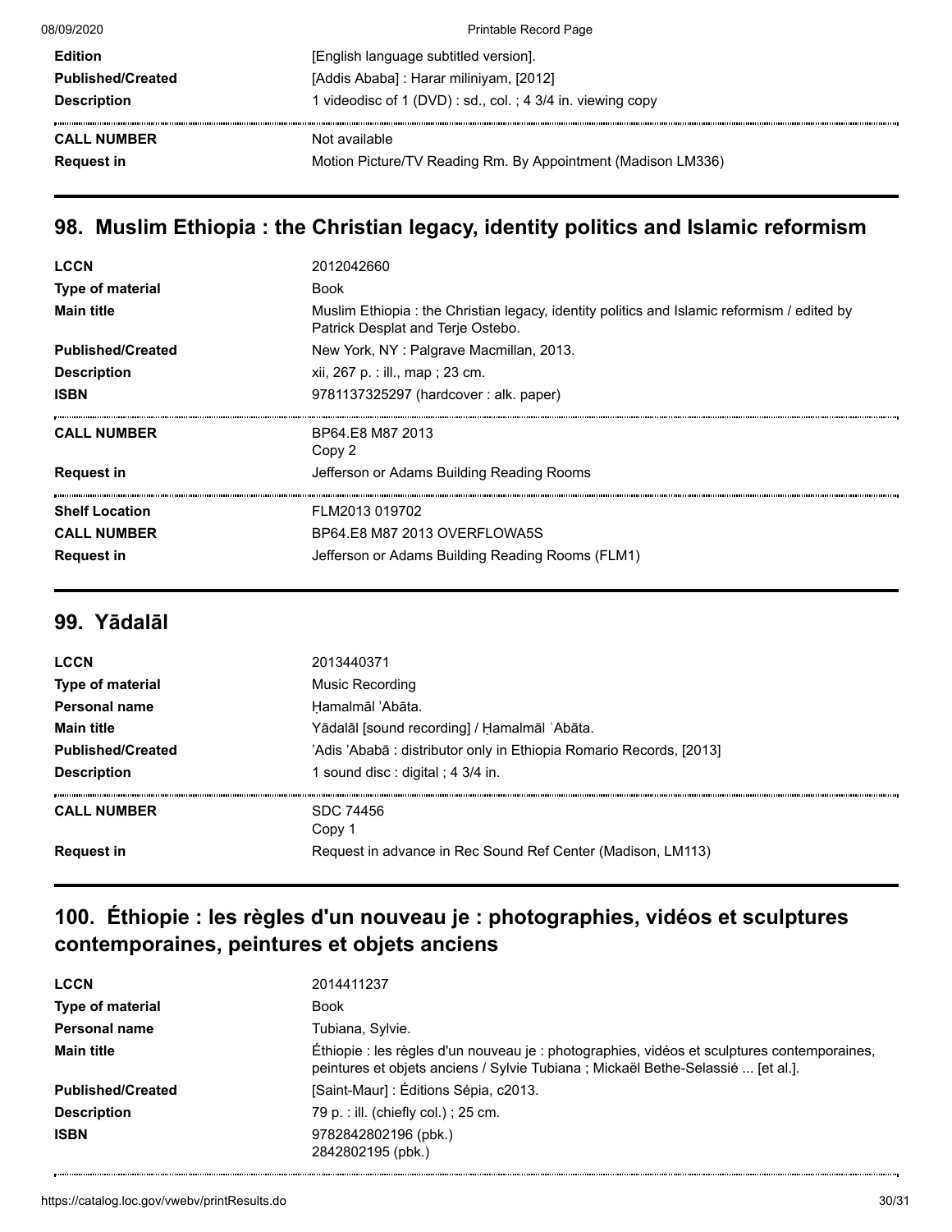| | |
|---|---|
| **Edition** | [English language subtitled version]. |
| **Published/Created** | [Addis Ababa] : Harar miliniyam, [2012] |
| **Description** | 1 videodisc of 1 (DVD) : sd., col. ; 4 3/4 in. viewing copy |
| **CALL NUMBER** | Not available |
| **Request in** | Motion Picture/TV Reading Rm. By Appointment (Madison LM336) |

## 98. Muslim Ethiopia : the Christian legacy, identity politics and Islamic reformism

| | |
|---|---|
| **LCCN** | 2012042660 |
| **Type of material** | Book |
| **Main title** | Muslim Ethiopia : the Christian legacy, identity politics and Islamic reformism / edited by Patrick Desplat and Terje Ostebo. |
| **Published/Created** | New York, NY : Palgrave Macmillan, 2013. |
| **Description** | xii, 267 p. : ill., map ; 23 cm. |
| **ISBN** | 9781137325297 (hardcover : alk. paper) |
| **CALL NUMBER** | BP64.E8 M87 2013<br>Copy 2 |
| **Request in** | Jefferson or Adams Building Reading Rooms |
| **Shelf Location** | FLM2013 019702 |
| **CALL NUMBER** | BP64.E8 M87 2013 OVERFLOWA5S |
| **Request in** | Jefferson or Adams Building Reading Rooms (FLM1) |

## 99. Yādalāl

| | |
|---|---|
| **LCCN** | 2013440371 |
| **Type of material** | Music Recording |
| **Personal name** | Ḥamalmāl ʼAbāta. |
| **Main title** | Yādalāl [sound recording] / Ḥamalmāl ʻAbāta. |
| **Published/Created** | ʼAdis ʼAbabā : distributor only in Ethiopia Romario Records, [2013] |
| **Description** | 1 sound disc : digital ; 4 3/4 in. |
| **CALL NUMBER** | SDC 74456<br>Copy 1 |
| **Request in** | Request in advance in Rec Sound Ref Center (Madison, LM113) |

## 100. Éthiopie : les règles d'un nouveau je : photographies, vidéos et sculptures contemporaines, peintures et objets anciens

| | |
|---|---|
| **LCCN** | 2014411237 |
| **Type of material** | Book |
| **Personal name** | Tubiana, Sylvie. |
| **Main title** | Éthiopie : les règles d'un nouveau je : photographies, vidéos et sculptures contemporaines, peintures et objets anciens / Sylvie Tubiana ; Mickaël Bethe-Selassié ... [et al.]. |
| **Published/Created** | [Saint-Maur] : Éditions Sépia, c2013. |
| **Description** | 79 p. : ill. (chiefly col.) ; 25 cm. |
| **ISBN** | 9782842802196 (pbk.)<br>2842802195 (pbk.) |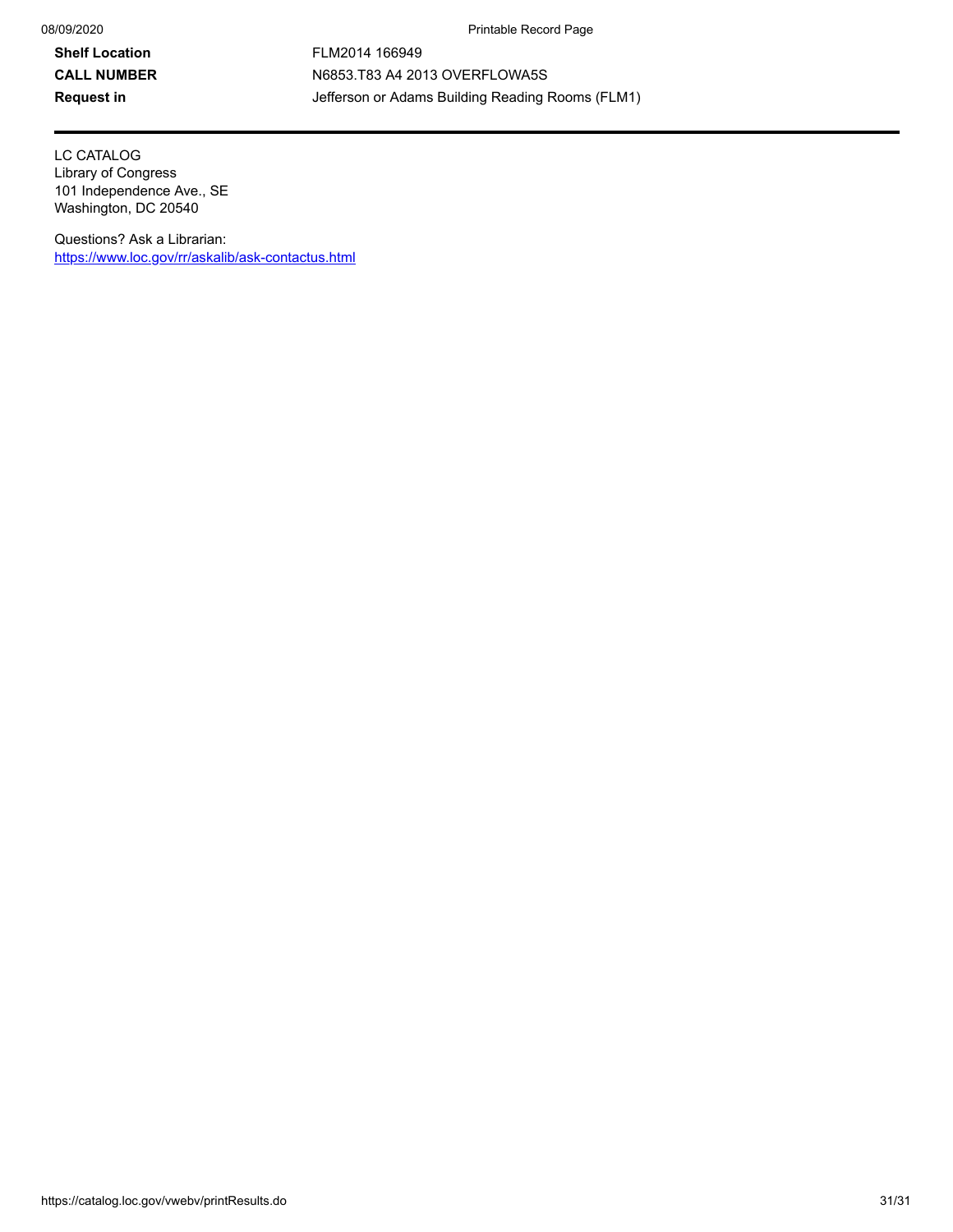| | |
|---|---|
| **Shelf Location** | FLM2014 166949 |
| **CALL NUMBER** | N6853.T83 A4 2013 OVERFLOWA5S |
| **Request in** | Jefferson or Adams Building Reading Rooms (FLM1) |

---

LC CATALOG
Library of Congress
101 Independence Ave., SE
Washington, DC 20540

Questions? Ask a Librarian:
https://www.loc.gov/rr/askalib/ask-contactus.html